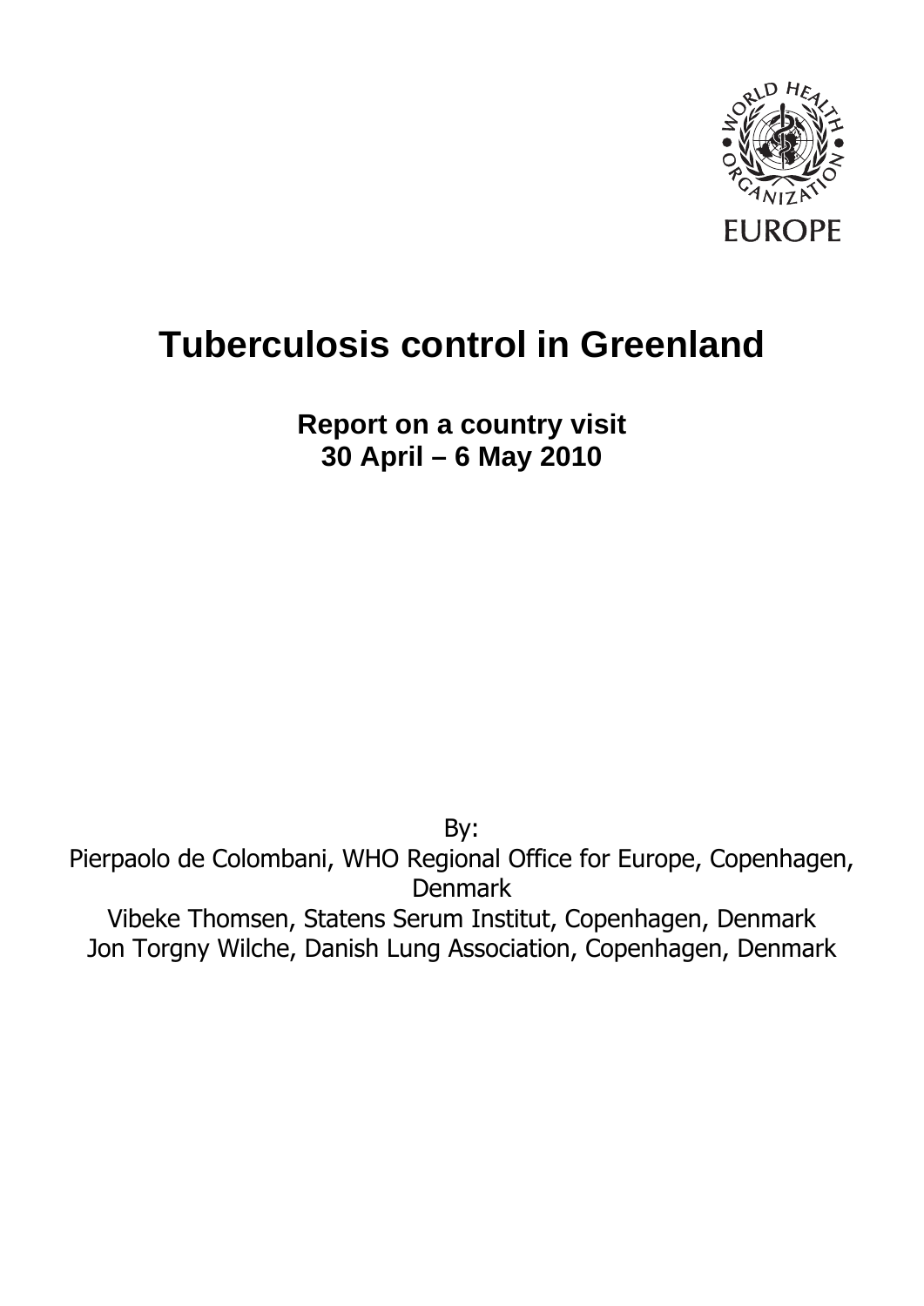WORLD HEALTH ORGANIZATION
EUROPE

# Tuberculosis control in Greenland

**Report on a country visit**
**30 April – 6 May 2010**

By:
Pierpaolo de Colombani, WHO Regional Office for Europe, Copenhagen, Denmark
Vibeke Thomsen, Statens Serum Institut, Copenhagen, Denmark
Jon Torgny Wilche, Danish Lung Association, Copenhagen, Denmark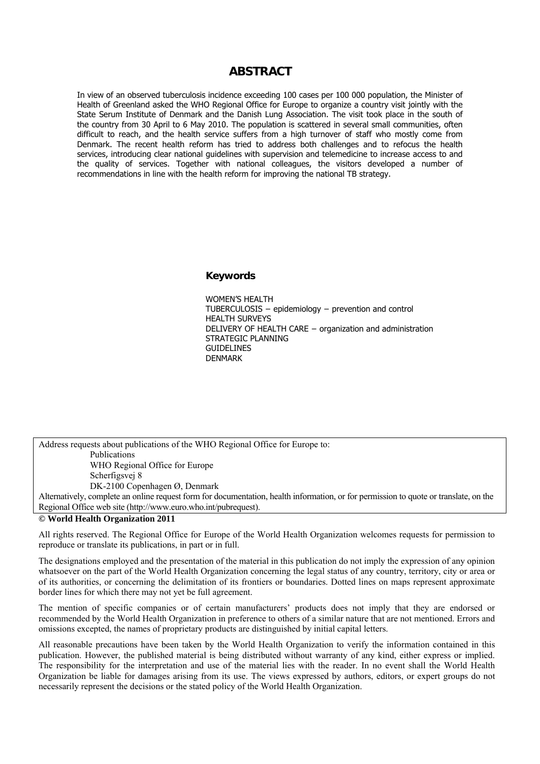# ABSTRACT

In view of an observed tuberculosis incidence exceeding 100 cases per 100 000 population, the Minister of Health of Greenland asked the WHO Regional Office for Europe to organize a country visit jointly with the State Serum Institute of Denmark and the Danish Lung Association. The visit took place in the south of the country from 30 April to 6 May 2010. The population is scattered in several small communities, often difficult to reach, and the health service suffers from a high turnover of staff who mostly come from Denmark. The recent health reform has tried to address both challenges and to refocus the health services, introducing clear national guidelines with supervision and telemedicine to increase access to and the quality of services. Together with national colleagues, the visitors developed a number of recommendations in line with the health reform for improving the national TB strategy.

### Keywords

WOMEN'S HEALTH
TUBERCULOSIS – epidemiology – prevention and control
HEALTH SURVEYS
DELIVERY OF HEALTH CARE – organization and administration
STRATEGIC PLANNING
GUIDELINES
DENMARK

Address requests about publications of the WHO Regional Office for Europe to:

Publications
WHO Regional Office for Europe
Scherfigsvej 8
DK-2100 Copenhagen Ø, Denmark

Alternatively, complete an online request form for documentation, health information, or for permission to quote or translate, on the Regional Office web site (http://www.euro.who.int/pubrequest).

**© World Health Organization 2011**

All rights reserved. The Regional Office for Europe of the World Health Organization welcomes requests for permission to reproduce or translate its publications, in part or in full.

The designations employed and the presentation of the material in this publication do not imply the expression of any opinion whatsoever on the part of the World Health Organization concerning the legal status of any country, territory, city or area or of its authorities, or concerning the delimitation of its frontiers or boundaries. Dotted lines on maps represent approximate border lines for which there may not yet be full agreement.

The mention of specific companies or of certain manufacturers' products does not imply that they are endorsed or recommended by the World Health Organization in preference to others of a similar nature that are not mentioned. Errors and omissions excepted, the names of proprietary products are distinguished by initial capital letters.

All reasonable precautions have been taken by the World Health Organization to verify the information contained in this publication. However, the published material is being distributed without warranty of any kind, either express or implied. The responsibility for the interpretation and use of the material lies with the reader. In no event shall the World Health Organization be liable for damages arising from its use. The views expressed by authors, editors, or expert groups do not necessarily represent the decisions or the stated policy of the World Health Organization.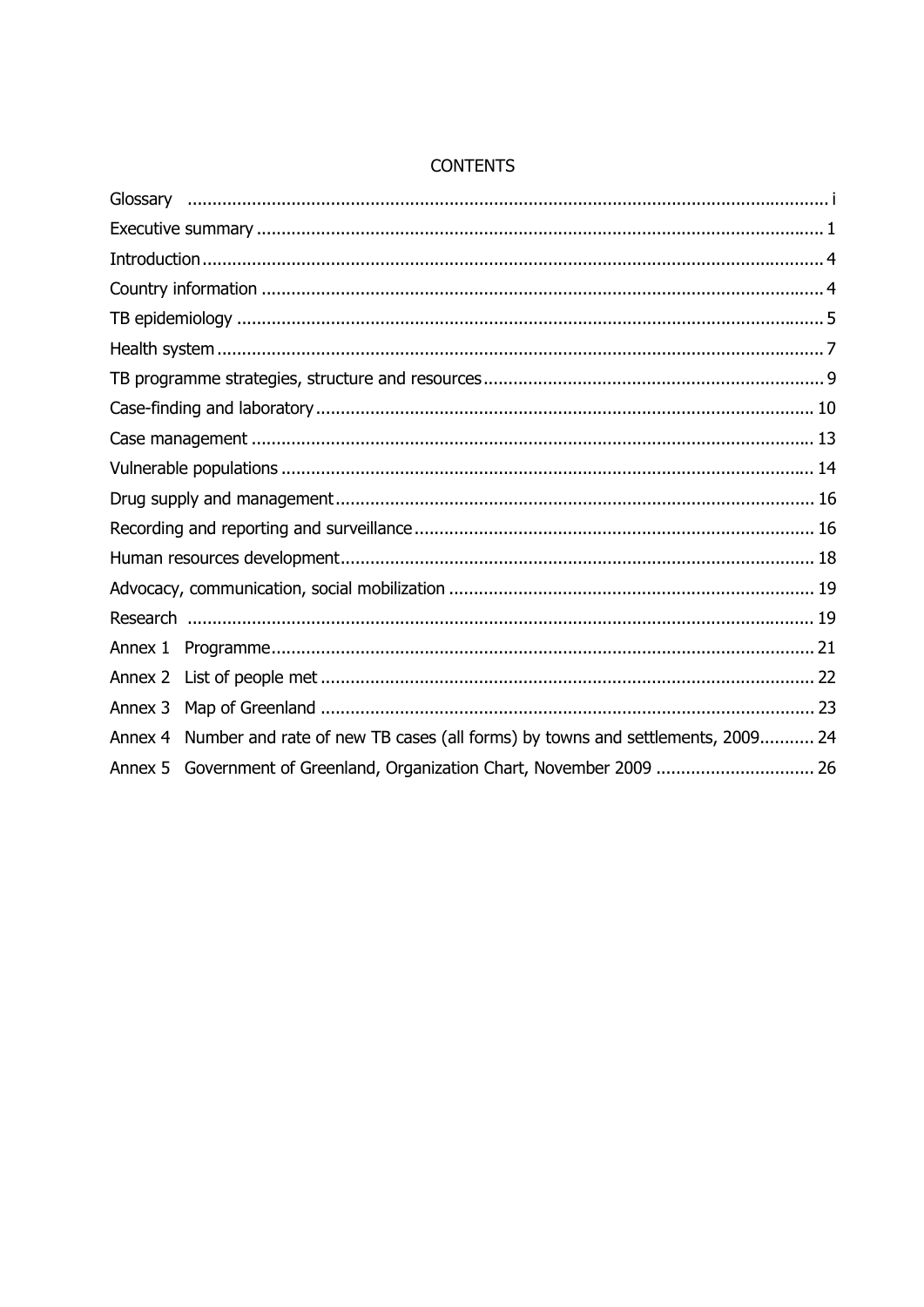# CONTENTS

| | |
|---|---|
| Glossary | i |
| Executive summary | 1 |
| Introduction | 4 |
| Country information | 4 |
| TB epidemiology | 5 |
| Health system | 7 |
| TB programme strategies, structure and resources | 9 |
| Case-finding and laboratory | 10 |
| Case management | 13 |
| Vulnerable populations | 14 |
| Drug supply and management | 16 |
| Recording and reporting and surveillance | 16 |
| Human resources development | 18 |
| Advocacy, communication, social mobilization | 19 |
| Research | 19 |
| Annex 1 Programme | 21 |
| Annex 2 List of people met | 22 |
| Annex 3 Map of Greenland | 23 |
| Annex 4 Number and rate of new TB cases (all forms) by towns and settlements, 2009 | 24 |
| Annex 5 Government of Greenland, Organization Chart, November 2009 | 26 |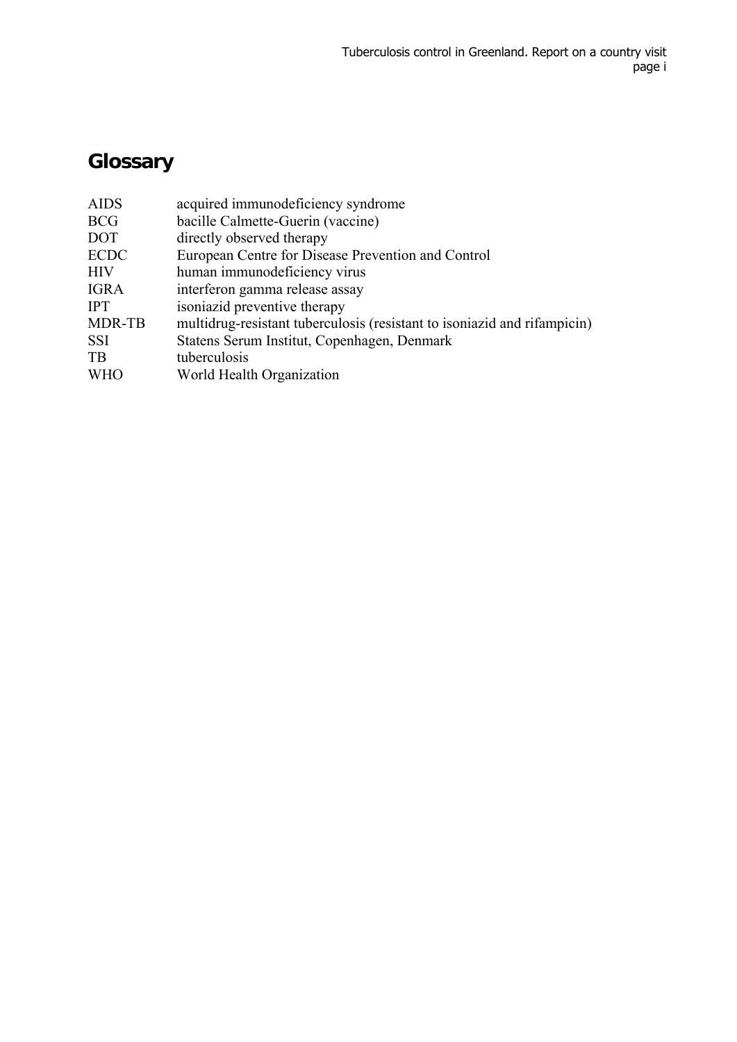# Glossary

| | |
|---|---|
| AIDS | acquired immunodeficiency syndrome |
| BCG | bacille Calmette-Guerin (vaccine) |
| DOT | directly observed therapy |
| ECDC | European Centre for Disease Prevention and Control |
| HIV | human immunodeficiency virus |
| IGRA | interferon gamma release assay |
| IPT | isoniazid preventive therapy |
| MDR-TB | multidrug-resistant tuberculosis (resistant to isoniazid and rifampicin) |
| SSI | Statens Serum Institut, Copenhagen, Denmark |
| TB | tuberculosis |
| WHO | World Health Organization |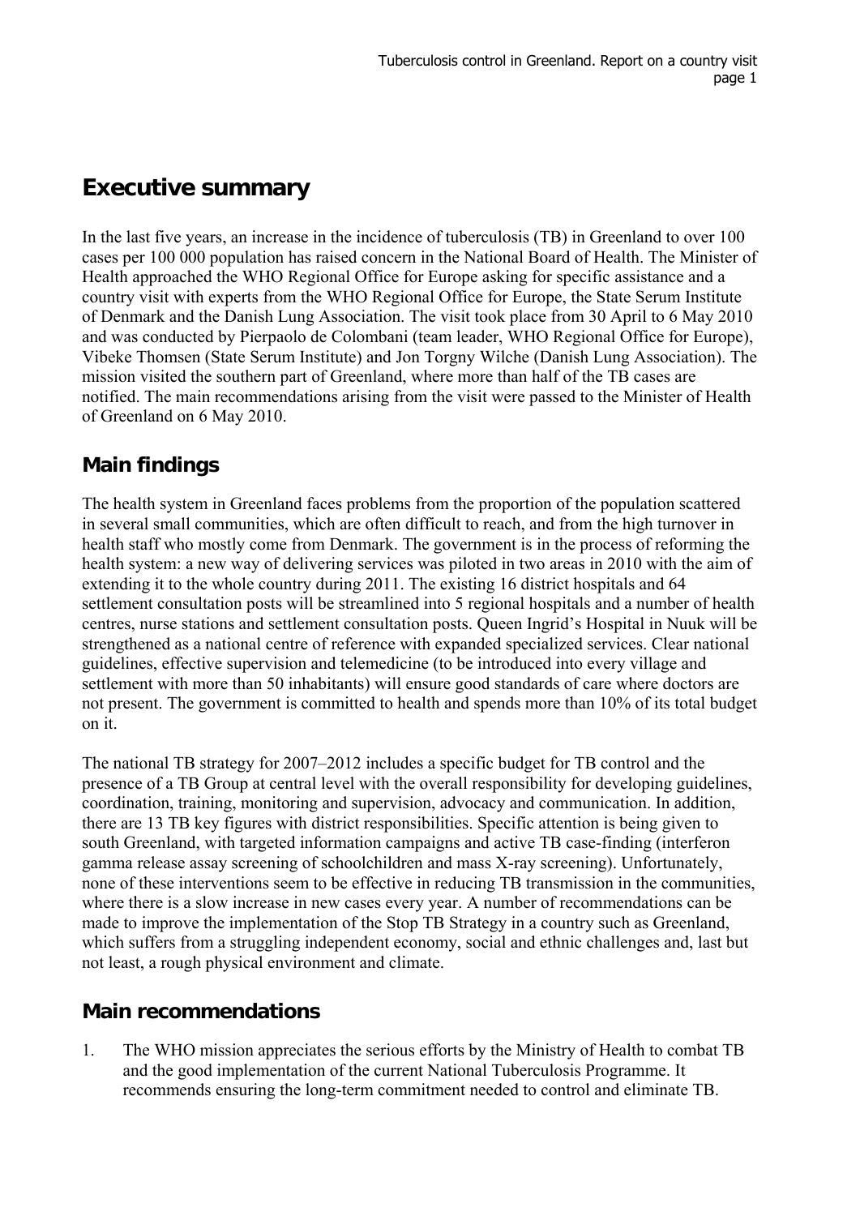# Executive summary

In the last five years, an increase in the incidence of tuberculosis (TB) in Greenland to over 100 cases per 100 000 population has raised concern in the National Board of Health. The Minister of Health approached the WHO Regional Office for Europe asking for specific assistance and a country visit with experts from the WHO Regional Office for Europe, the State Serum Institute of Denmark and the Danish Lung Association. The visit took place from 30 April to 6 May 2010 and was conducted by Pierpaolo de Colombani (team leader, WHO Regional Office for Europe), Vibeke Thomsen (State Serum Institute) and Jon Torgny Wilche (Danish Lung Association). The mission visited the southern part of Greenland, where more than half of the TB cases are notified. The main recommendations arising from the visit were passed to the Minister of Health of Greenland on 6 May 2010.

## Main findings

The health system in Greenland faces problems from the proportion of the population scattered in several small communities, which are often difficult to reach, and from the high turnover in health staff who mostly come from Denmark. The government is in the process of reforming the health system: a new way of delivering services was piloted in two areas in 2010 with the aim of extending it to the whole country during 2011. The existing 16 district hospitals and 64 settlement consultation posts will be streamlined into 5 regional hospitals and a number of health centres, nurse stations and settlement consultation posts. Queen Ingrid's Hospital in Nuuk will be strengthened as a national centre of reference with expanded specialized services. Clear national guidelines, effective supervision and telemedicine (to be introduced into every village and settlement with more than 50 inhabitants) will ensure good standards of care where doctors are not present. The government is committed to health and spends more than 10% of its total budget on it.

The national TB strategy for 2007–2012 includes a specific budget for TB control and the presence of a TB Group at central level with the overall responsibility for developing guidelines, coordination, training, monitoring and supervision, advocacy and communication. In addition, there are 13 TB key figures with district responsibilities. Specific attention is being given to south Greenland, with targeted information campaigns and active TB case-finding (interferon gamma release assay screening of schoolchildren and mass X-ray screening). Unfortunately, none of these interventions seem to be effective in reducing TB transmission in the communities, where there is a slow increase in new cases every year. A number of recommendations can be made to improve the implementation of the Stop TB Strategy in a country such as Greenland, which suffers from a struggling independent economy, social and ethnic challenges and, last but not least, a rough physical environment and climate.

## Main recommendations

1. The WHO mission appreciates the serious efforts by the Ministry of Health to combat TB and the good implementation of the current National Tuberculosis Programme. It recommends ensuring the long-term commitment needed to control and eliminate TB.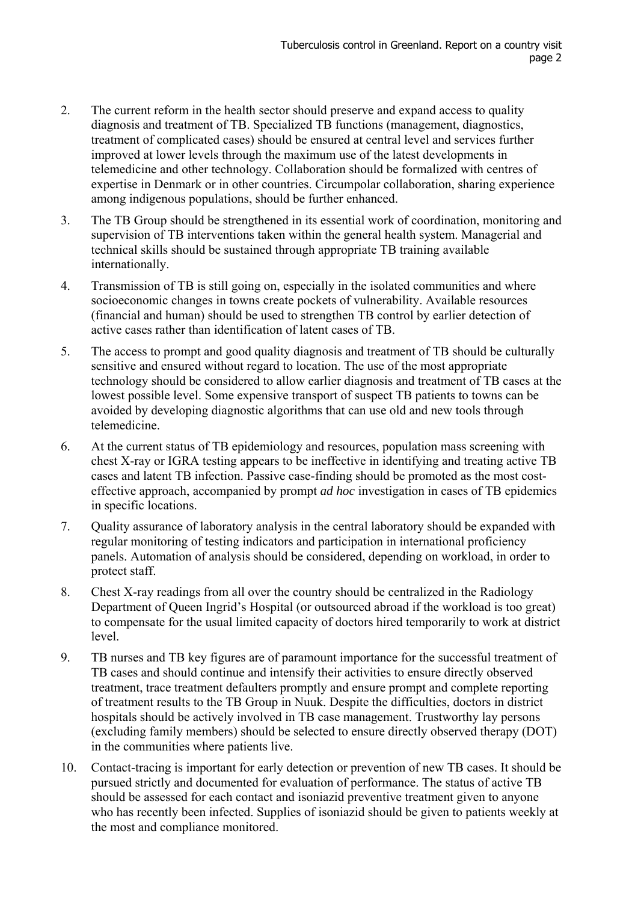2. The current reform in the health sector should preserve and expand access to quality diagnosis and treatment of TB. Specialized TB functions (management, diagnostics, treatment of complicated cases) should be ensured at central level and services further improved at lower levels through the maximum use of the latest developments in telemedicine and other technology. Collaboration should be formalized with centres of expertise in Denmark or in other countries. Circumpolar collaboration, sharing experience among indigenous populations, should be further enhanced.

3. The TB Group should be strengthened in its essential work of coordination, monitoring and supervision of TB interventions taken within the general health system. Managerial and technical skills should be sustained through appropriate TB training available internationally.

4. Transmission of TB is still going on, especially in the isolated communities and where socioeconomic changes in towns create pockets of vulnerability. Available resources (financial and human) should be used to strengthen TB control by earlier detection of active cases rather than identification of latent cases of TB.

5. The access to prompt and good quality diagnosis and treatment of TB should be culturally sensitive and ensured without regard to location. The use of the most appropriate technology should be considered to allow earlier diagnosis and treatment of TB cases at the lowest possible level. Some expensive transport of suspect TB patients to towns can be avoided by developing diagnostic algorithms that can use old and new tools through telemedicine.

6. At the current status of TB epidemiology and resources, population mass screening with chest X-ray or IGRA testing appears to be ineffective in identifying and treating active TB cases and latent TB infection. Passive case-finding should be promoted as the most cost-effective approach, accompanied by prompt *ad hoc* investigation in cases of TB epidemics in specific locations.

7. Quality assurance of laboratory analysis in the central laboratory should be expanded with regular monitoring of testing indicators and participation in international proficiency panels. Automation of analysis should be considered, depending on workload, in order to protect staff.

8. Chest X-ray readings from all over the country should be centralized in the Radiology Department of Queen Ingrid's Hospital (or outsourced abroad if the workload is too great) to compensate for the usual limited capacity of doctors hired temporarily to work at district level.

9. TB nurses and TB key figures are of paramount importance for the successful treatment of TB cases and should continue and intensify their activities to ensure directly observed treatment, trace treatment defaulters promptly and ensure prompt and complete reporting of treatment results to the TB Group in Nuuk. Despite the difficulties, doctors in district hospitals should be actively involved in TB case management. Trustworthy lay persons (excluding family members) should be selected to ensure directly observed therapy (DOT) in the communities where patients live.

10. Contact-tracing is important for early detection or prevention of new TB cases. It should be pursued strictly and documented for evaluation of performance. The status of active TB should be assessed for each contact and isoniazid preventive treatment given to anyone who has recently been infected. Supplies of isoniazid should be given to patients weekly at the most and compliance monitored.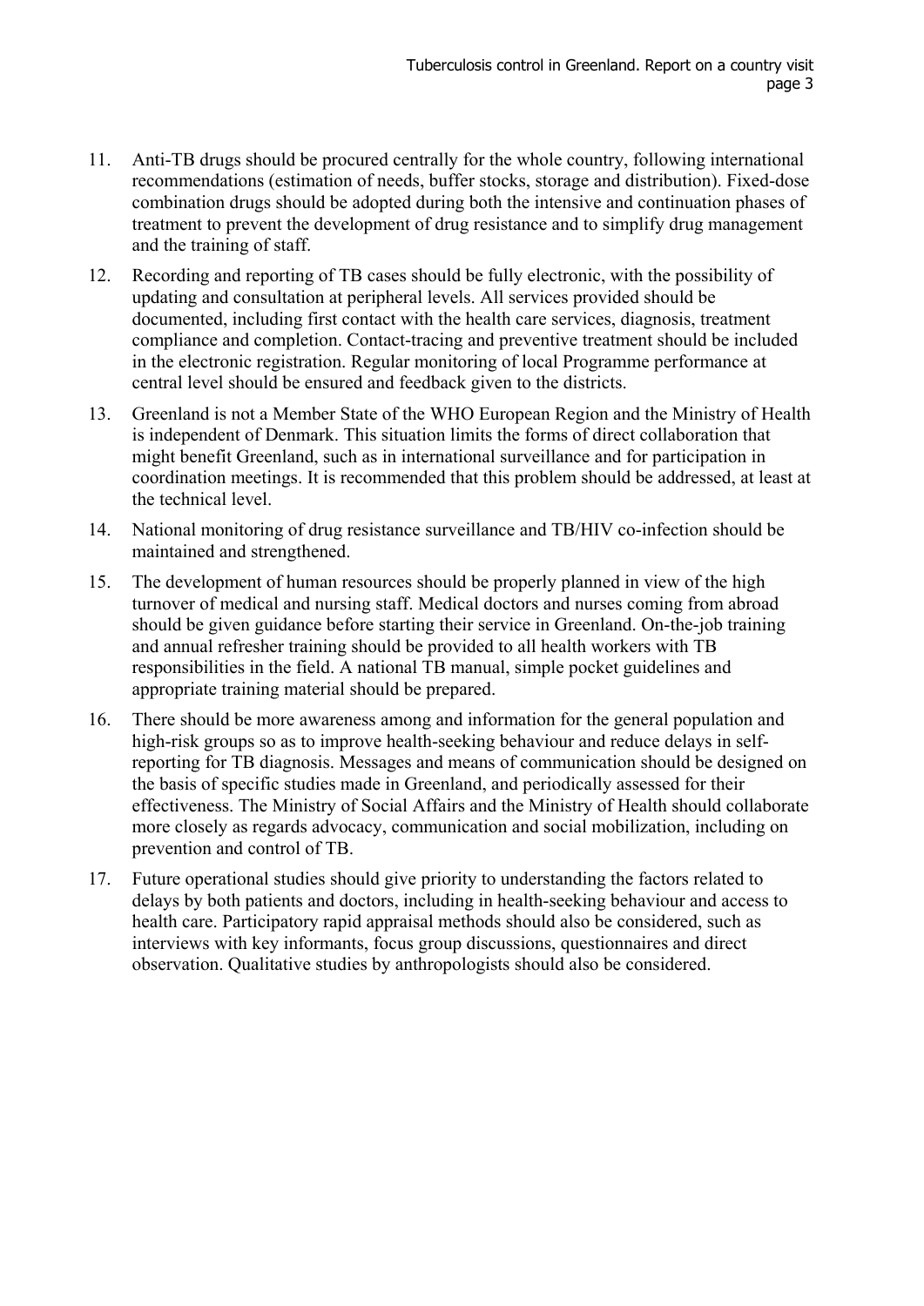11. Anti-TB drugs should be procured centrally for the whole country, following international recommendations (estimation of needs, buffer stocks, storage and distribution). Fixed-dose combination drugs should be adopted during both the intensive and continuation phases of treatment to prevent the development of drug resistance and to simplify drug management and the training of staff.
12. Recording and reporting of TB cases should be fully electronic, with the possibility of updating and consultation at peripheral levels. All services provided should be documented, including first contact with the health care services, diagnosis, treatment compliance and completion. Contact-tracing and preventive treatment should be included in the electronic registration. Regular monitoring of local Programme performance at central level should be ensured and feedback given to the districts.
13. Greenland is not a Member State of the WHO European Region and the Ministry of Health is independent of Denmark. This situation limits the forms of direct collaboration that might benefit Greenland, such as in international surveillance and for participation in coordination meetings. It is recommended that this problem should be addressed, at least at the technical level.
14. National monitoring of drug resistance surveillance and TB/HIV co-infection should be maintained and strengthened.
15. The development of human resources should be properly planned in view of the high turnover of medical and nursing staff. Medical doctors and nurses coming from abroad should be given guidance before starting their service in Greenland. On-the-job training and annual refresher training should be provided to all health workers with TB responsibilities in the field. A national TB manual, simple pocket guidelines and appropriate training material should be prepared.
16. There should be more awareness among and information for the general population and high-risk groups so as to improve health-seeking behaviour and reduce delays in self-reporting for TB diagnosis. Messages and means of communication should be designed on the basis of specific studies made in Greenland, and periodically assessed for their effectiveness. The Ministry of Social Affairs and the Ministry of Health should collaborate more closely as regards advocacy, communication and social mobilization, including on prevention and control of TB.
17. Future operational studies should give priority to understanding the factors related to delays by both patients and doctors, including in health-seeking behaviour and access to health care. Participatory rapid appraisal methods should also be considered, such as interviews with key informants, focus group discussions, questionnaires and direct observation. Qualitative studies by anthropologists should also be considered.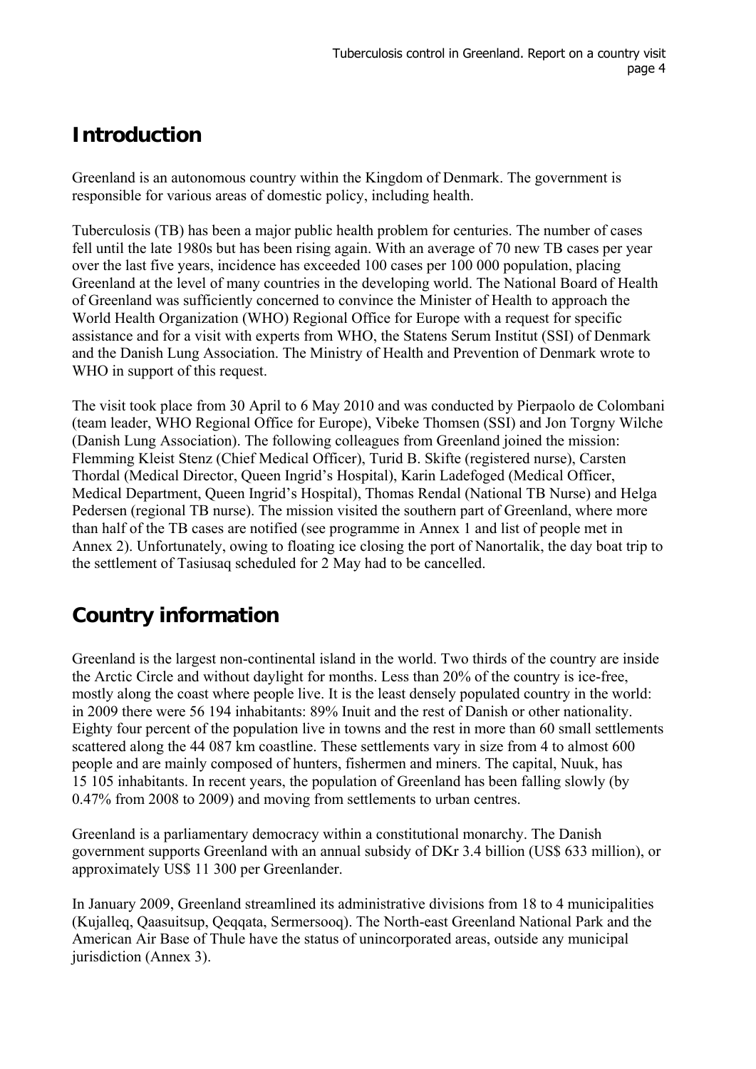## Introduction

Greenland is an autonomous country within the Kingdom of Denmark. The government is responsible for various areas of domestic policy, including health.

Tuberculosis (TB) has been a major public health problem for centuries. The number of cases fell until the late 1980s but has been rising again. With an average of 70 new TB cases per year over the last five years, incidence has exceeded 100 cases per 100 000 population, placing Greenland at the level of many countries in the developing world. The National Board of Health of Greenland was sufficiently concerned to convince the Minister of Health to approach the World Health Organization (WHO) Regional Office for Europe with a request for specific assistance and for a visit with experts from WHO, the Statens Serum Institut (SSI) of Denmark and the Danish Lung Association. The Ministry of Health and Prevention of Denmark wrote to WHO in support of this request.

The visit took place from 30 April to 6 May 2010 and was conducted by Pierpaolo de Colombani (team leader, WHO Regional Office for Europe), Vibeke Thomsen (SSI) and Jon Torgny Wilche (Danish Lung Association). The following colleagues from Greenland joined the mission: Flemming Kleist Stenz (Chief Medical Officer), Turid B. Skifte (registered nurse), Carsten Thordal (Medical Director, Queen Ingrid's Hospital), Karin Ladefoged (Medical Officer, Medical Department, Queen Ingrid's Hospital), Thomas Rendal (National TB Nurse) and Helga Pedersen (regional TB nurse). The mission visited the southern part of Greenland, where more than half of the TB cases are notified (see programme in Annex 1 and list of people met in Annex 2). Unfortunately, owing to floating ice closing the port of Nanortalik, the day boat trip to the settlement of Tasiusaq scheduled for 2 May had to be cancelled.

## Country information

Greenland is the largest non-continental island in the world. Two thirds of the country are inside the Arctic Circle and without daylight for months. Less than 20% of the country is ice-free, mostly along the coast where people live. It is the least densely populated country in the world: in 2009 there were 56 194 inhabitants: 89% Inuit and the rest of Danish or other nationality. Eighty four percent of the population live in towns and the rest in more than 60 small settlements scattered along the 44 087 km coastline. These settlements vary in size from 4 to almost 600 people and are mainly composed of hunters, fishermen and miners. The capital, Nuuk, has 15 105 inhabitants. In recent years, the population of Greenland has been falling slowly (by 0.47% from 2008 to 2009) and moving from settlements to urban centres.

Greenland is a parliamentary democracy within a constitutional monarchy. The Danish government supports Greenland with an annual subsidy of DKr 3.4 billion (US$ 633 million), or approximately US$ 11 300 per Greenlander.

In January 2009, Greenland streamlined its administrative divisions from 18 to 4 municipalities (Kujalleq, Qaasuitsup, Qeqqata, Sermersooq). The North-east Greenland National Park and the American Air Base of Thule have the status of unincorporated areas, outside any municipal jurisdiction (Annex 3).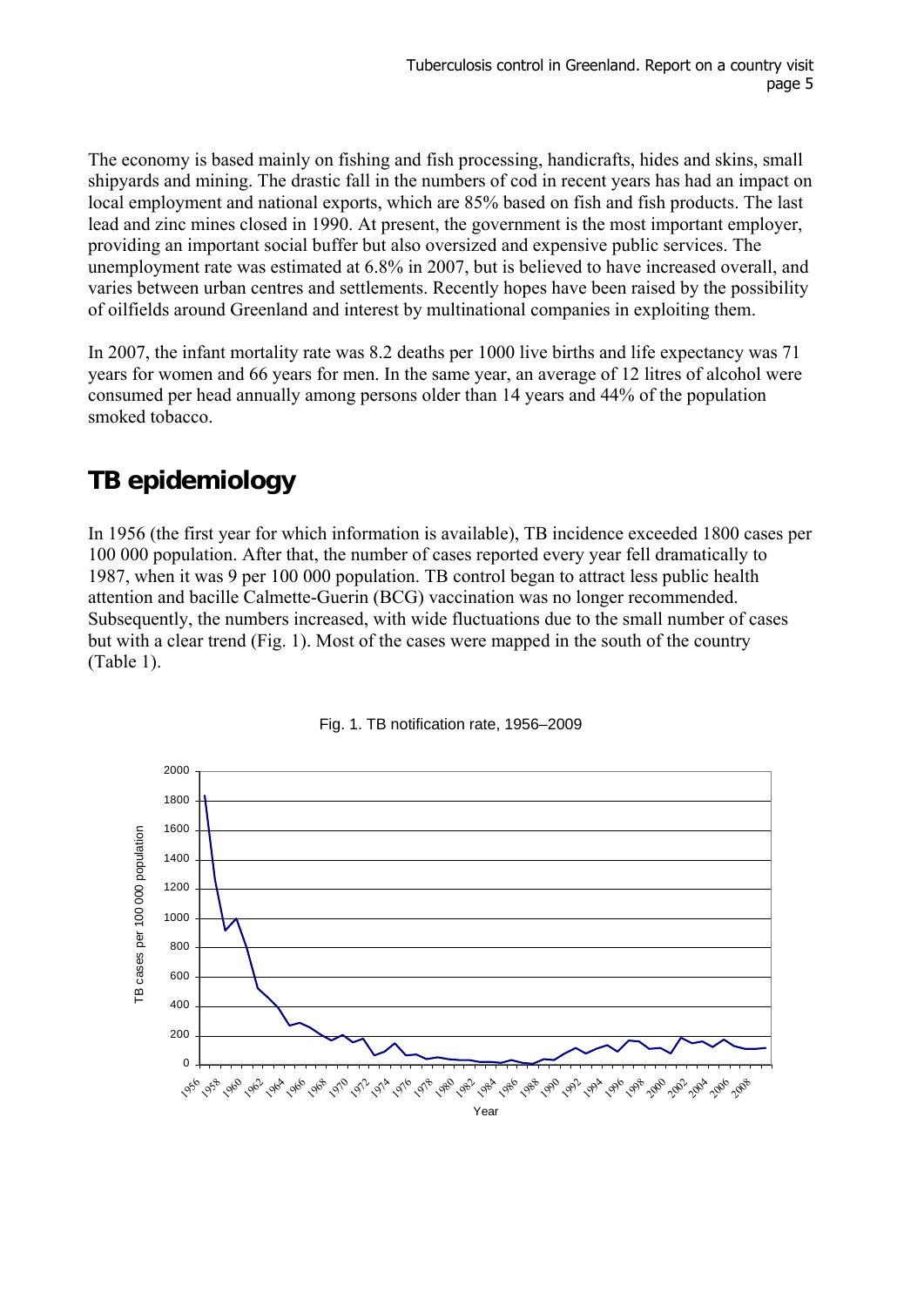The economy is based mainly on fishing and fish processing, handicrafts, hides and skins, small shipyards and mining. The drastic fall in the numbers of cod in recent years has had an impact on local employment and national exports, which are 85% based on fish and fish products. The last lead and zinc mines closed in 1990. At present, the government is the most important employer, providing an important social buffer but also oversized and expensive public services. The unemployment rate was estimated at 6.8% in 2007, but is believed to have increased overall, and varies between urban centres and settlements. Recently hopes have been raised by the possibility of oilfields around Greenland and interest by multinational companies in exploiting them.

In 2007, the infant mortality rate was 8.2 deaths per 1000 live births and life expectancy was 71 years for women and 66 years for men. In the same year, an average of 12 litres of alcohol were consumed per head annually among persons older than 14 years and 44% of the population smoked tobacco.

# TB epidemiology

In 1956 (the first year for which information is available), TB incidence exceeded 1800 cases per 100 000 population. After that, the number of cases reported every year fell dramatically to 1987, when it was 9 per 100 000 population. TB control began to attract less public health attention and bacille Calmette-Guerin (BCG) vaccination was no longer recommended. Subsequently, the numbers increased, with wide fluctuations due to the small number of cases but with a clear trend (Fig. 1). Most of the cases were mapped in the south of the country (Table 1).

Fig. 1. TB notification rate, 1956–2009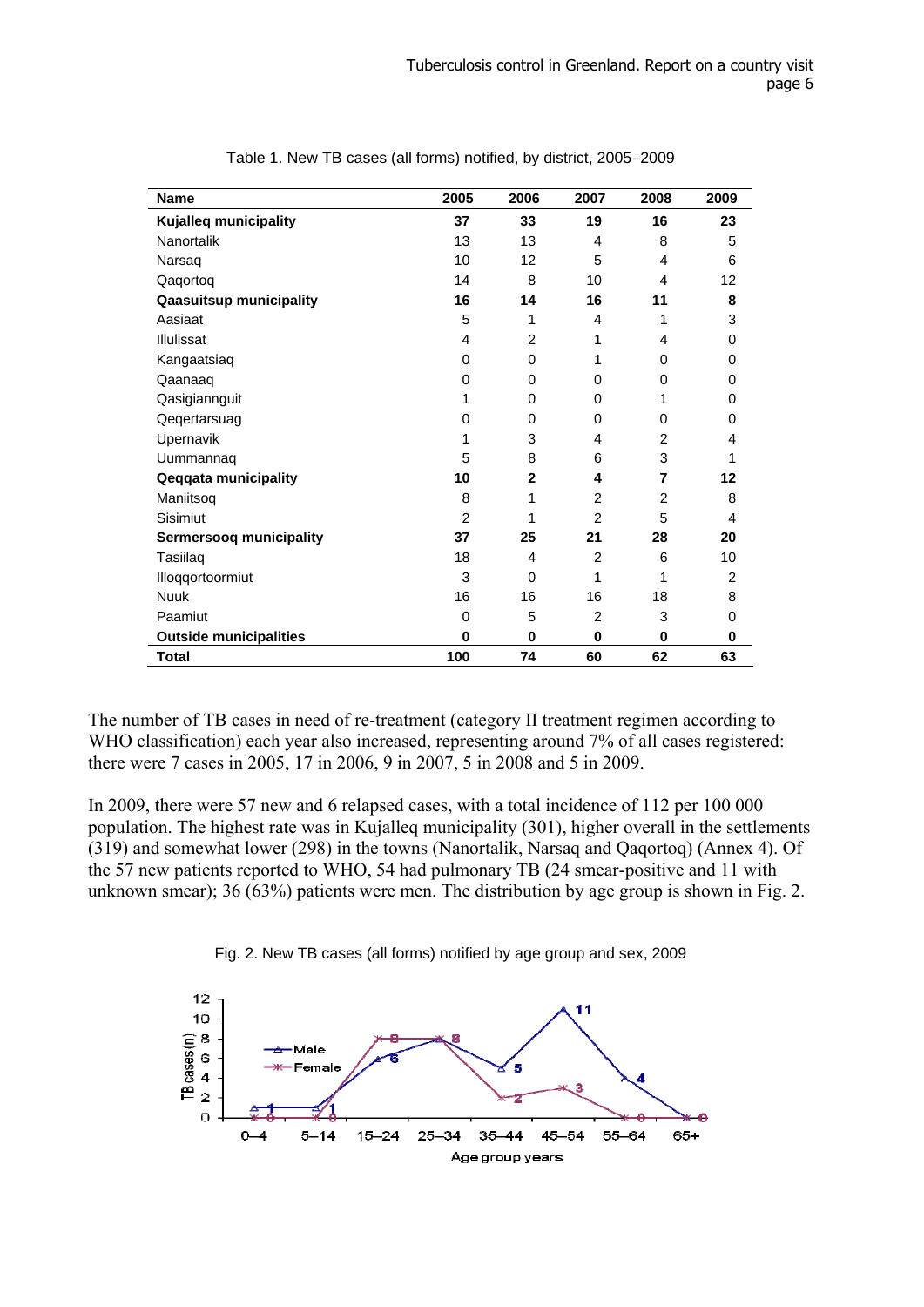Table 1. New TB cases (all forms) notified, by district, 2005–2009

| Name | 2005 | 2006 | 2007 | 2008 | 2009 |
|---|---|---|---|---|---|
| **Kujalleq municipality** | **37** | **33** | **19** | **16** | **23** |
| Nanortalik | 13 | 13 | 4 | 8 | 5 |
| Narsaq | 10 | 12 | 5 | 4 | 6 |
| Qaqortoq | 14 | 8 | 10 | 4 | 12 |
| **Qaasuitsup municipality** | **16** | **14** | **16** | **11** | **8** |
| Aasiaat | 5 | 1 | 4 | 1 | 3 |
| Illulissat | 4 | 2 | 1 | 4 | 0 |
| Kangaatsiaq | 0 | 0 | 1 | 0 | 0 |
| Qaanaaq | 0 | 0 | 0 | 0 | 0 |
| Qasigiannguit | 1 | 0 | 0 | 1 | 0 |
| Qeqertarsuag | 0 | 0 | 0 | 0 | 0 |
| Upernavik | 1 | 3 | 4 | 2 | 4 |
| Uummannaq | 5 | 8 | 6 | 3 | 1 |
| **Qeqqata municipality** | **10** | **2** | **4** | **7** | **12** |
| Maniitsoq | 8 | 1 | 2 | 2 | 8 |
| Sisimiut | 2 | 1 | 2 | 5 | 4 |
| **Sermersooq municipality** | **37** | **25** | **21** | **28** | **20** |
| Tasiilaq | 18 | 4 | 2 | 6 | 10 |
| Illoqqortoormiut | 3 | 0 | 1 | 1 | 2 |
| Nuuk | 16 | 16 | 16 | 18 | 8 |
| Paamiut | 0 | 5 | 2 | 3 | 0 |
| **Outside municipalities** | **0** | **0** | **0** | **0** | **0** |
| **Total** | **100** | **74** | **60** | **62** | **63** |

The number of TB cases in need of re-treatment (category II treatment regimen according to WHO classification) each year also increased, representing around 7% of all cases registered: there were 7 cases in 2005, 17 in 2006, 9 in 2007, 5 in 2008 and 5 in 2009.

In 2009, there were 57 new and 6 relapsed cases, with a total incidence of 112 per 100 000 population. The highest rate was in Kujalleq municipality (301), higher overall in the settlements (319) and somewhat lower (298) in the towns (Nanortalik, Narsaq and Qaqortoq) (Annex 4). Of the 57 new patients reported to WHO, 54 had pulmonary TB (24 smear-positive and 11 with unknown smear); 36 (63%) patients were men. The distribution by age group is shown in Fig. 2.

Fig. 2. New TB cases (all forms) notified by age group and sex, 2009

| Age group years | Male | Female |
|---|---|---|
| 0–4 | 1 | 0 |
| 5–14 | 1 | 0 |
| 15–24 | 6 | 8 |
| 25–34 | 8 | 8 |
| 35–44 | 5 | 2 |
| 45–54 | 11 | 3 |
| 55–64 | 4 | 0 |
| 65+ | 0 | 0 |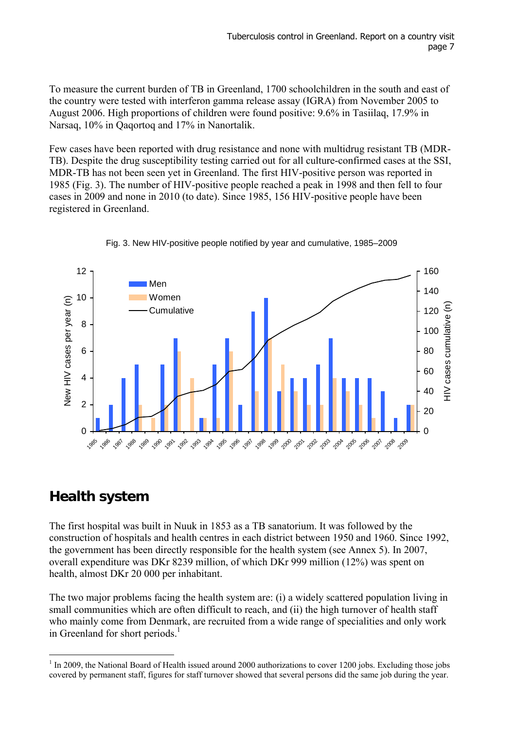To measure the current burden of TB in Greenland, 1700 schoolchildren in the south and east of the country were tested with interferon gamma release assay (IGRA) from November 2005 to August 2006. High proportions of children were found positive: 9.6% in Tasiilaq, 17.9% in Narsaq, 10% in Qaqortoq and 17% in Nanortalik.

Few cases have been reported with drug resistance and none with multidrug resistant TB (MDR-TB). Despite the drug susceptibility testing carried out for all culture-confirmed cases at the SSI, MDR-TB has not been seen yet in Greenland. The first HIV-positive person was reported in 1985 (Fig. 3). The number of HIV-positive people reached a peak in 1998 and then fell to four cases in 2009 and none in 2010 (to date). Since 1985, 156 HIV-positive people have been registered in Greenland.

Fig. 3. New HIV-positive people notified by year and cumulative, 1985–2009

## Health system

The first hospital was built in Nuuk in 1853 as a TB sanatorium. It was followed by the construction of hospitals and health centres in each district between 1950 and 1960. Since 1992, the government has been directly responsible for the health system (see Annex 5). In 2007, overall expenditure was DKr 8239 million, of which DKr 999 million (12%) was spent on health, almost DKr 20 000 per inhabitant.

The two major problems facing the health system are: (i) a widely scattered population living in small communities which are often difficult to reach, and (ii) the high turnover of health staff who mainly come from Denmark, are recruited from a wide range of specialities and only work in Greenland for short periods.[1]

[1] In 2009, the National Board of Health issued around 2000 authorizations to cover 1200 jobs. Excluding those jobs covered by permanent staff, figures for staff turnover showed that several persons did the same job during the year.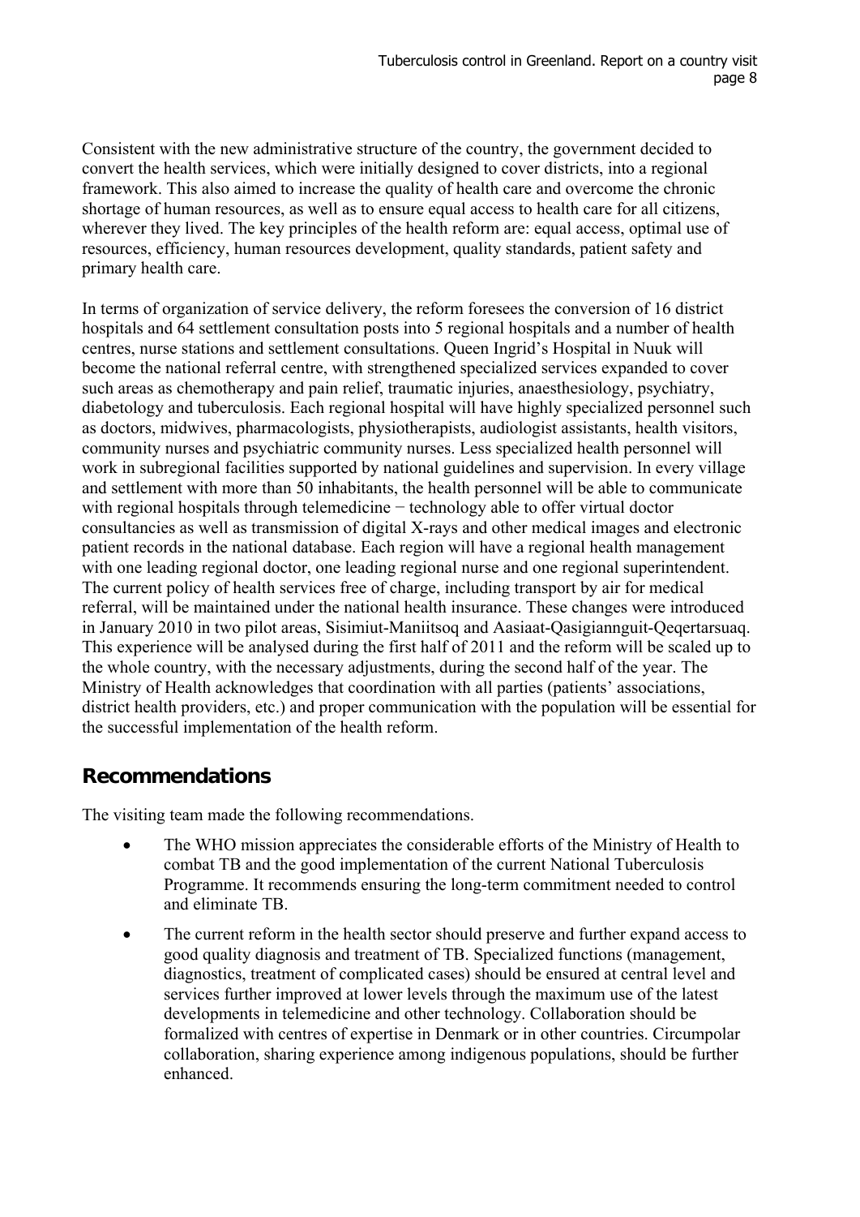Consistent with the new administrative structure of the country, the government decided to convert the health services, which were initially designed to cover districts, into a regional framework. This also aimed to increase the quality of health care and overcome the chronic shortage of human resources, as well as to ensure equal access to health care for all citizens, wherever they lived. The key principles of the health reform are: equal access, optimal use of resources, efficiency, human resources development, quality standards, patient safety and primary health care.

In terms of organization of service delivery, the reform foresees the conversion of 16 district hospitals and 64 settlement consultation posts into 5 regional hospitals and a number of health centres, nurse stations and settlement consultations. Queen Ingrid's Hospital in Nuuk will become the national referral centre, with strengthened specialized services expanded to cover such areas as chemotherapy and pain relief, traumatic injuries, anaesthesiology, psychiatry, diabetology and tuberculosis. Each regional hospital will have highly specialized personnel such as doctors, midwives, pharmacologists, physiotherapists, audiologist assistants, health visitors, community nurses and psychiatric community nurses. Less specialized health personnel will work in subregional facilities supported by national guidelines and supervision. In every village and settlement with more than 50 inhabitants, the health personnel will be able to communicate with regional hospitals through telemedicine − technology able to offer virtual doctor consultancies as well as transmission of digital X-rays and other medical images and electronic patient records in the national database. Each region will have a regional health management with one leading regional doctor, one leading regional nurse and one regional superintendent. The current policy of health services free of charge, including transport by air for medical referral, will be maintained under the national health insurance. These changes were introduced in January 2010 in two pilot areas, Sisimiut-Maniitsoq and Aasiaat-Qasigiannguit-Qeqertarsuaq. This experience will be analysed during the first half of 2011 and the reform will be scaled up to the whole country, with the necessary adjustments, during the second half of the year. The Ministry of Health acknowledges that coordination with all parties (patients' associations, district health providers, etc.) and proper communication with the population will be essential for the successful implementation of the health reform.

## Recommendations

The visiting team made the following recommendations.

- The WHO mission appreciates the considerable efforts of the Ministry of Health to combat TB and the good implementation of the current National Tuberculosis Programme. It recommends ensuring the long-term commitment needed to control and eliminate TB.
- The current reform in the health sector should preserve and further expand access to good quality diagnosis and treatment of TB. Specialized functions (management, diagnostics, treatment of complicated cases) should be ensured at central level and services further improved at lower levels through the maximum use of the latest developments in telemedicine and other technology. Collaboration should be formalized with centres of expertise in Denmark or in other countries. Circumpolar collaboration, sharing experience among indigenous populations, should be further enhanced.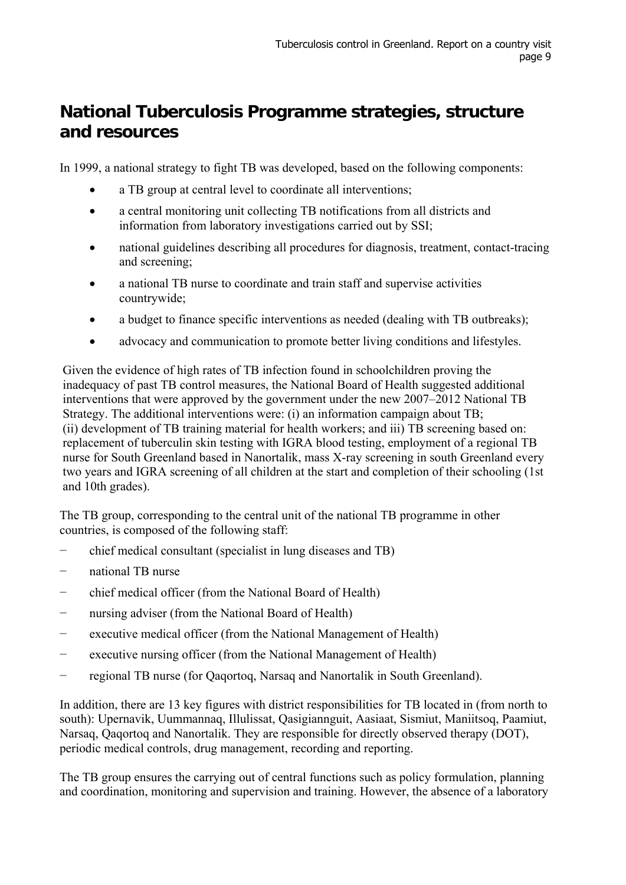## National Tuberculosis Programme strategies, structure and resources

In 1999, a national strategy to fight TB was developed, based on the following components:

- a TB group at central level to coordinate all interventions;
- a central monitoring unit collecting TB notifications from all districts and information from laboratory investigations carried out by SSI;
- national guidelines describing all procedures for diagnosis, treatment, contact-tracing and screening;
- a national TB nurse to coordinate and train staff and supervise activities countrywide;
- a budget to finance specific interventions as needed (dealing with TB outbreaks);
- advocacy and communication to promote better living conditions and lifestyles.

Given the evidence of high rates of TB infection found in schoolchildren proving the inadequacy of past TB control measures, the National Board of Health suggested additional interventions that were approved by the government under the new 2007–2012 National TB Strategy. The additional interventions were: (i) an information campaign about TB; (ii) development of TB training material for health workers; and iii) TB screening based on: replacement of tuberculin skin testing with IGRA blood testing, employment of a regional TB nurse for South Greenland based in Nanortalik, mass X-ray screening in south Greenland every two years and IGRA screening of all children at the start and completion of their schooling (1st and 10th grades).

The TB group, corresponding to the central unit of the national TB programme in other countries, is composed of the following staff:

- chief medical consultant (specialist in lung diseases and TB)
- national TB nurse
- chief medical officer (from the National Board of Health)
- nursing adviser (from the National Board of Health)
- executive medical officer (from the National Management of Health)
- executive nursing officer (from the National Management of Health)
- regional TB nurse (for Qaqortoq, Narsaq and Nanortalik in South Greenland).

In addition, there are 13 key figures with district responsibilities for TB located in (from north to south): Upernavik, Uummannaq, Illulissat, Qasigiannguit, Aasiaat, Sismiut, Maniitsoq, Paamiut, Narsaq, Qaqortoq and Nanortalik. They are responsible for directly observed therapy (DOT), periodic medical controls, drug management, recording and reporting.

The TB group ensures the carrying out of central functions such as policy formulation, planning and coordination, monitoring and supervision and training. However, the absence of a laboratory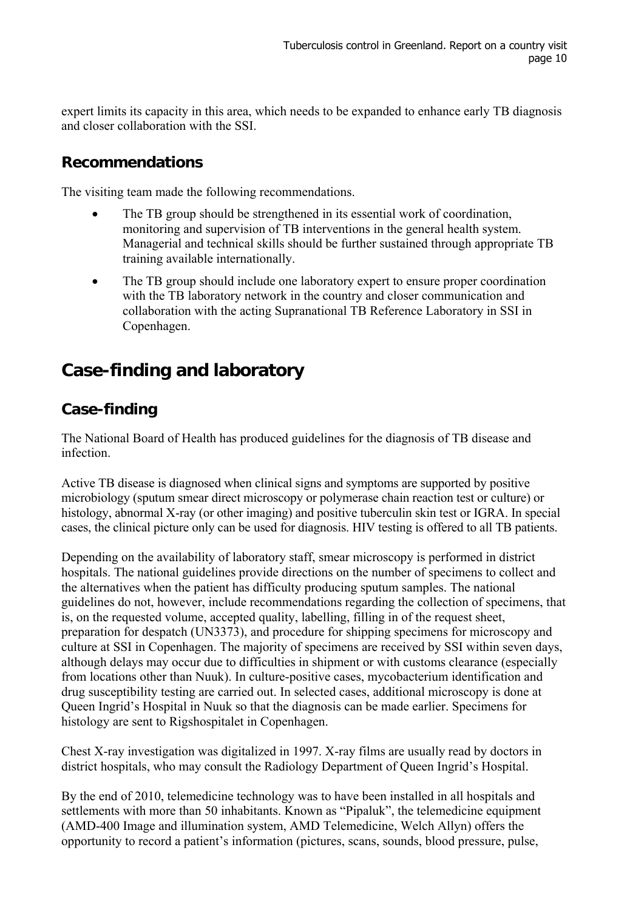expert limits its capacity in this area, which needs to be expanded to enhance early TB diagnosis and closer collaboration with the SSI.

### Recommendations

The visiting team made the following recommendations.

- The TB group should be strengthened in its essential work of coordination, monitoring and supervision of TB interventions in the general health system. Managerial and technical skills should be further sustained through appropriate TB training available internationally.
- The TB group should include one laboratory expert to ensure proper coordination with the TB laboratory network in the country and closer communication and collaboration with the acting Supranational TB Reference Laboratory in SSI in Copenhagen.

## Case-finding and laboratory

### Case-finding

The National Board of Health has produced guidelines for the diagnosis of TB disease and infection.

Active TB disease is diagnosed when clinical signs and symptoms are supported by positive microbiology (sputum smear direct microscopy or polymerase chain reaction test or culture) or histology, abnormal X-ray (or other imaging) and positive tuberculin skin test or IGRA. In special cases, the clinical picture only can be used for diagnosis. HIV testing is offered to all TB patients.

Depending on the availability of laboratory staff, smear microscopy is performed in district hospitals. The national guidelines provide directions on the number of specimens to collect and the alternatives when the patient has difficulty producing sputum samples. The national guidelines do not, however, include recommendations regarding the collection of specimens, that is, on the requested volume, accepted quality, labelling, filling in of the request sheet, preparation for despatch (UN3373), and procedure for shipping specimens for microscopy and culture at SSI in Copenhagen. The majority of specimens are received by SSI within seven days, although delays may occur due to difficulties in shipment or with customs clearance (especially from locations other than Nuuk). In culture-positive cases, mycobacterium identification and drug susceptibility testing are carried out. In selected cases, additional microscopy is done at Queen Ingrid's Hospital in Nuuk so that the diagnosis can be made earlier. Specimens for histology are sent to Rigshospitalet in Copenhagen.

Chest X-ray investigation was digitalized in 1997. X-ray films are usually read by doctors in district hospitals, who may consult the Radiology Department of Queen Ingrid's Hospital.

By the end of 2010, telemedicine technology was to have been installed in all hospitals and settlements with more than 50 inhabitants. Known as "Pipaluk", the telemedicine equipment (AMD-400 Image and illumination system, AMD Telemedicine, Welch Allyn) offers the opportunity to record a patient's information (pictures, scans, sounds, blood pressure, pulse,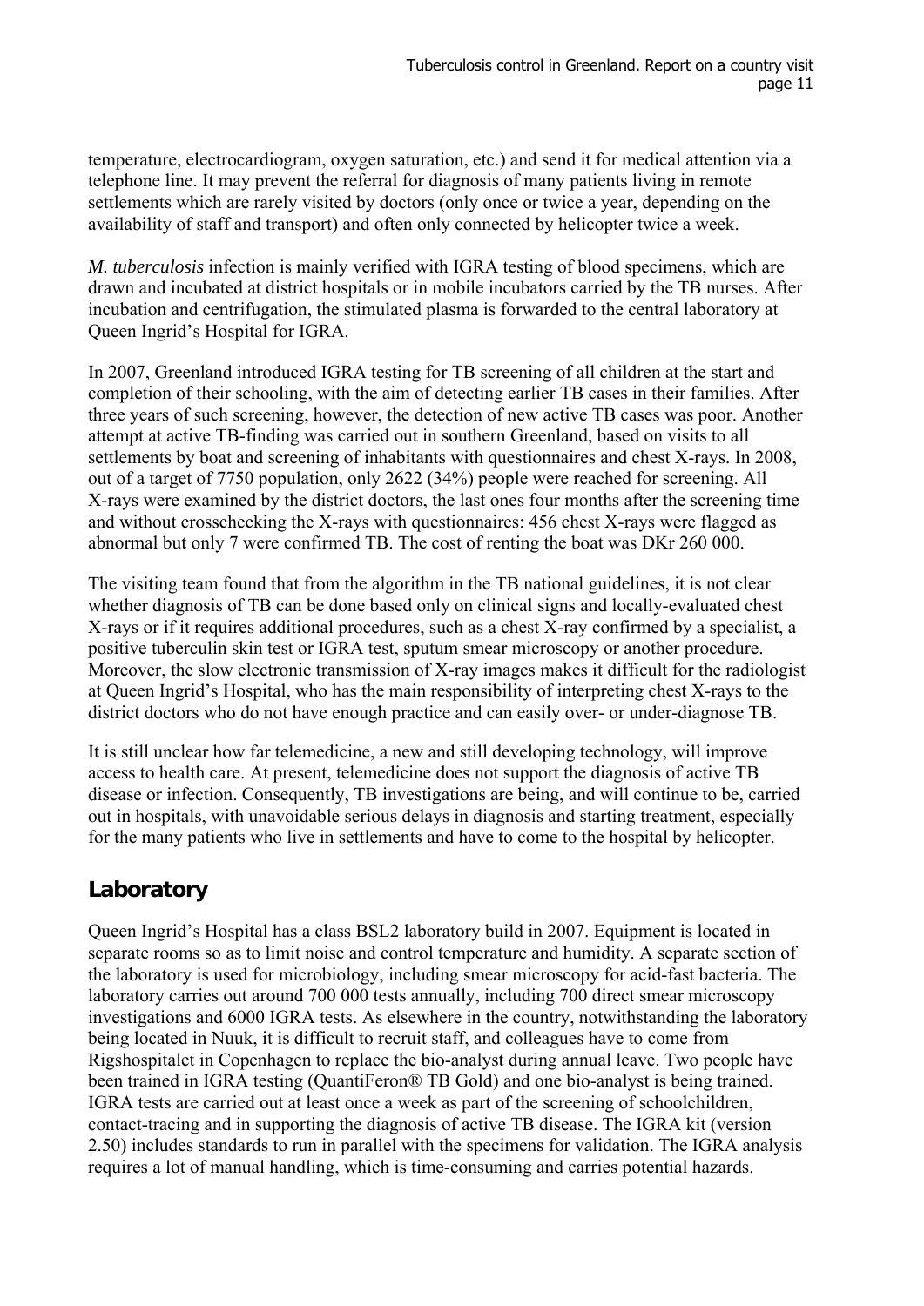temperature, electrocardiogram, oxygen saturation, etc.) and send it for medical attention via a telephone line. It may prevent the referral for diagnosis of many patients living in remote settlements which are rarely visited by doctors (only once or twice a year, depending on the availability of staff and transport) and often only connected by helicopter twice a week.

*M. tuberculosis* infection is mainly verified with IGRA testing of blood specimens, which are drawn and incubated at district hospitals or in mobile incubators carried by the TB nurses. After incubation and centrifugation, the stimulated plasma is forwarded to the central laboratory at Queen Ingrid's Hospital for IGRA.

In 2007, Greenland introduced IGRA testing for TB screening of all children at the start and completion of their schooling, with the aim of detecting earlier TB cases in their families. After three years of such screening, however, the detection of new active TB cases was poor. Another attempt at active TB-finding was carried out in southern Greenland, based on visits to all settlements by boat and screening of inhabitants with questionnaires and chest X-rays. In 2008, out of a target of 7750 population, only 2622 (34%) people were reached for screening. All X-rays were examined by the district doctors, the last ones four months after the screening time and without crosschecking the X-rays with questionnaires: 456 chest X-rays were flagged as abnormal but only 7 were confirmed TB. The cost of renting the boat was DKr 260 000.

The visiting team found that from the algorithm in the TB national guidelines, it is not clear whether diagnosis of TB can be done based only on clinical signs and locally-evaluated chest X-rays or if it requires additional procedures, such as a chest X-ray confirmed by a specialist, a positive tuberculin skin test or IGRA test, sputum smear microscopy or another procedure. Moreover, the slow electronic transmission of X-ray images makes it difficult for the radiologist at Queen Ingrid's Hospital, who has the main responsibility of interpreting chest X-rays to the district doctors who do not have enough practice and can easily over- or under-diagnose TB.

It is still unclear how far telemedicine, a new and still developing technology, will improve access to health care. At present, telemedicine does not support the diagnosis of active TB disease or infection. Consequently, TB investigations are being, and will continue to be, carried out in hospitals, with unavoidable serious delays in diagnosis and starting treatment, especially for the many patients who live in settlements and have to come to the hospital by helicopter.

## Laboratory

Queen Ingrid's Hospital has a class BSL2 laboratory build in 2007. Equipment is located in separate rooms so as to limit noise and control temperature and humidity. A separate section of the laboratory is used for microbiology, including smear microscopy for acid-fast bacteria. The laboratory carries out around 700 000 tests annually, including 700 direct smear microscopy investigations and 6000 IGRA tests. As elsewhere in the country, notwithstanding the laboratory being located in Nuuk, it is difficult to recruit staff, and colleagues have to come from Rigshospitalet in Copenhagen to replace the bio-analyst during annual leave. Two people have been trained in IGRA testing (QuantiFeron® TB Gold) and one bio-analyst is being trained. IGRA tests are carried out at least once a week as part of the screening of schoolchildren, contact-tracing and in supporting the diagnosis of active TB disease. The IGRA kit (version 2.50) includes standards to run in parallel with the specimens for validation. The IGRA analysis requires a lot of manual handling, which is time-consuming and carries potential hazards.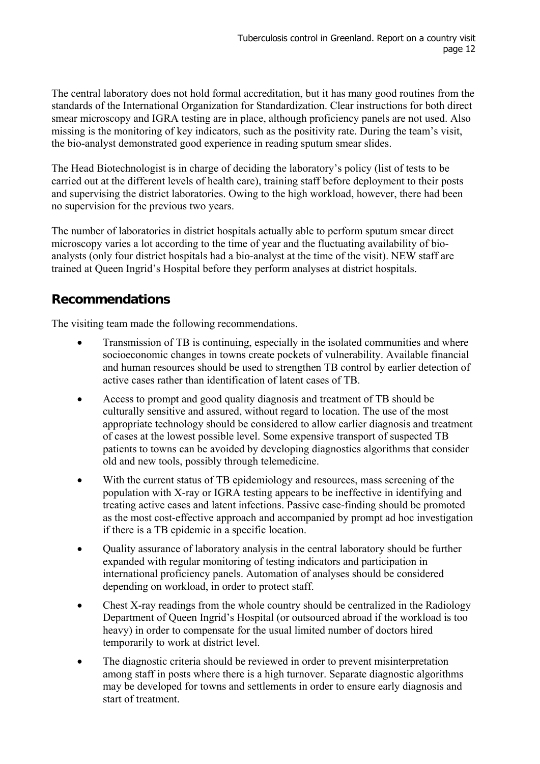The central laboratory does not hold formal accreditation, but it has many good routines from the standards of the International Organization for Standardization. Clear instructions for both direct smear microscopy and IGRA testing are in place, although proficiency panels are not used. Also missing is the monitoring of key indicators, such as the positivity rate. During the team's visit, the bio-analyst demonstrated good experience in reading sputum smear slides.

The Head Biotechnologist is in charge of deciding the laboratory's policy (list of tests to be carried out at the different levels of health care), training staff before deployment to their posts and supervising the district laboratories. Owing to the high workload, however, there had been no supervision for the previous two years.

The number of laboratories in district hospitals actually able to perform sputum smear direct microscopy varies a lot according to the time of year and the fluctuating availability of bio-analysts (only four district hospitals had a bio-analyst at the time of the visit). NEW staff are trained at Queen Ingrid's Hospital before they perform analyses at district hospitals.

## Recommendations

The visiting team made the following recommendations.

- Transmission of TB is continuing, especially in the isolated communities and where socioeconomic changes in towns create pockets of vulnerability. Available financial and human resources should be used to strengthen TB control by earlier detection of active cases rather than identification of latent cases of TB.
- Access to prompt and good quality diagnosis and treatment of TB should be culturally sensitive and assured, without regard to location. The use of the most appropriate technology should be considered to allow earlier diagnosis and treatment of cases at the lowest possible level. Some expensive transport of suspected TB patients to towns can be avoided by developing diagnostics algorithms that consider old and new tools, possibly through telemedicine.
- With the current status of TB epidemiology and resources, mass screening of the population with X-ray or IGRA testing appears to be ineffective in identifying and treating active cases and latent infections. Passive case-finding should be promoted as the most cost-effective approach and accompanied by prompt ad hoc investigation if there is a TB epidemic in a specific location.
- Quality assurance of laboratory analysis in the central laboratory should be further expanded with regular monitoring of testing indicators and participation in international proficiency panels. Automation of analyses should be considered depending on workload, in order to protect staff.
- Chest X-ray readings from the whole country should be centralized in the Radiology Department of Queen Ingrid's Hospital (or outsourced abroad if the workload is too heavy) in order to compensate for the usual limited number of doctors hired temporarily to work at district level.
- The diagnostic criteria should be reviewed in order to prevent misinterpretation among staff in posts where there is a high turnover. Separate diagnostic algorithms may be developed for towns and settlements in order to ensure early diagnosis and start of treatment.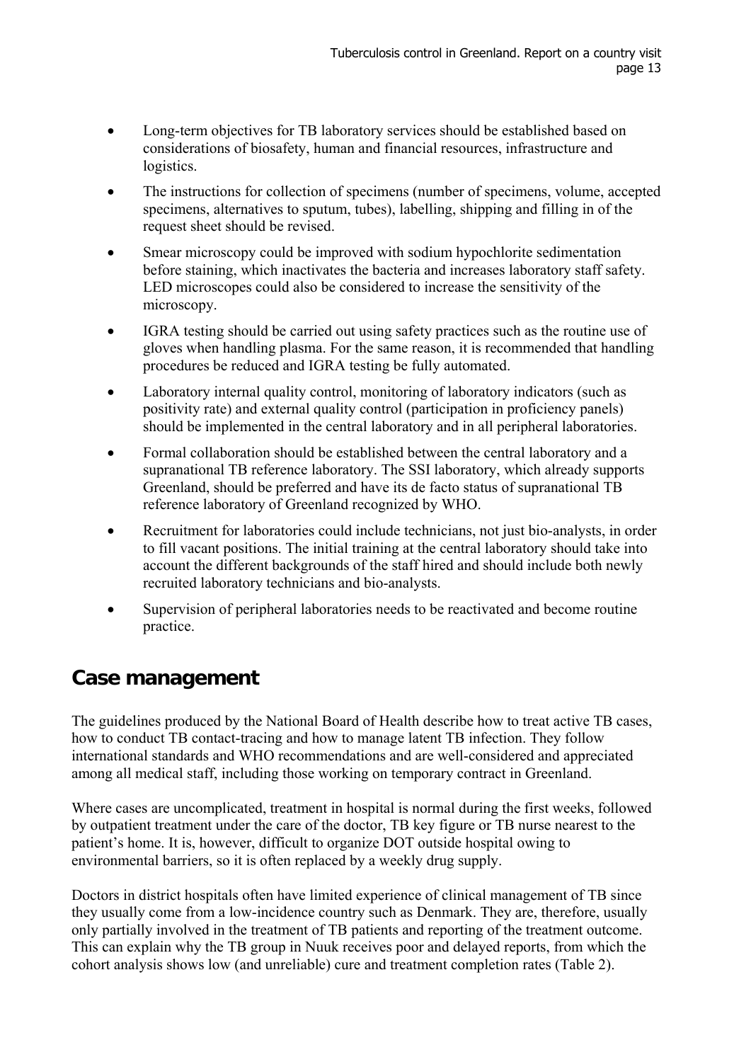- Long-term objectives for TB laboratory services should be established based on considerations of biosafety, human and financial resources, infrastructure and logistics.
- The instructions for collection of specimens (number of specimens, volume, accepted specimens, alternatives to sputum, tubes), labelling, shipping and filling in of the request sheet should be revised.
- Smear microscopy could be improved with sodium hypochlorite sedimentation before staining, which inactivates the bacteria and increases laboratory staff safety. LED microscopes could also be considered to increase the sensitivity of the microscopy.
- IGRA testing should be carried out using safety practices such as the routine use of gloves when handling plasma. For the same reason, it is recommended that handling procedures be reduced and IGRA testing be fully automated.
- Laboratory internal quality control, monitoring of laboratory indicators (such as positivity rate) and external quality control (participation in proficiency panels) should be implemented in the central laboratory and in all peripheral laboratories.
- Formal collaboration should be established between the central laboratory and a supranational TB reference laboratory. The SSI laboratory, which already supports Greenland, should be preferred and have its de facto status of supranational TB reference laboratory of Greenland recognized by WHO.
- Recruitment for laboratories could include technicians, not just bio-analysts, in order to fill vacant positions. The initial training at the central laboratory should take into account the different backgrounds of the staff hired and should include both newly recruited laboratory technicians and bio-analysts.
- Supervision of peripheral laboratories needs to be reactivated and become routine practice.

## Case management

The guidelines produced by the National Board of Health describe how to treat active TB cases, how to conduct TB contact-tracing and how to manage latent TB infection. They follow international standards and WHO recommendations and are well-considered and appreciated among all medical staff, including those working on temporary contract in Greenland.

Where cases are uncomplicated, treatment in hospital is normal during the first weeks, followed by outpatient treatment under the care of the doctor, TB key figure or TB nurse nearest to the patient's home. It is, however, difficult to organize DOT outside hospital owing to environmental barriers, so it is often replaced by a weekly drug supply.

Doctors in district hospitals often have limited experience of clinical management of TB since they usually come from a low-incidence country such as Denmark. They are, therefore, usually only partially involved in the treatment of TB patients and reporting of the treatment outcome. This can explain why the TB group in Nuuk receives poor and delayed reports, from which the cohort analysis shows low (and unreliable) cure and treatment completion rates (Table 2).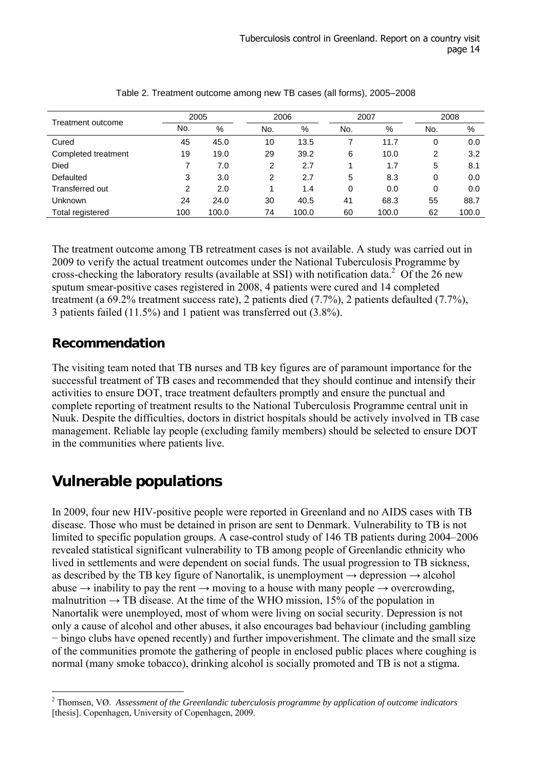Table 2. Treatment outcome among new TB cases (all forms), 2005–2008

| Treatment outcome | 2005 | | 2006 | | 2007 | | 2008 | |
|---|---|---|---|---|---|---|---|---|
| | No. | % | No. | % | No. | % | No. | % |
| Cured | 45 | 45.0 | 10 | 13.5 | 7 | 11.7 | 0 | 0.0 |
| Completed treatment | 19 | 19.0 | 29 | 39.2 | 6 | 10.0 | 2 | 3.2 |
| Died | 7 | 7.0 | 2 | 2.7 | 1 | 1.7 | 5 | 8.1 |
| Defaulted | 3 | 3.0 | 2 | 2.7 | 5 | 8.3 | 0 | 0.0 |
| Transferred out | 2 | 2.0 | 1 | 1.4 | 0 | 0.0 | 0 | 0.0 |
| Unknown | 24 | 24.0 | 30 | 40.5 | 41 | 68.3 | 55 | 88.7 |
| Total registered | 100 | 100.0 | 74 | 100.0 | 60 | 100.0 | 62 | 100.0 |

The treatment outcome among TB retreatment cases is not available. A study was carried out in 2009 to verify the actual treatment outcomes under the National Tuberculosis Programme by cross-checking the laboratory results (available at SSI) with notification data.[2] Of the 26 new sputum smear-positive cases registered in 2008, 4 patients were cured and 14 completed treatment (a 69.2% treatment success rate), 2 patients died (7.7%), 2 patients defaulted (7.7%), 3 patients failed (11.5%) and 1 patient was transferred out (3.8%).

## Recommendation

The visiting team noted that TB nurses and TB key figures are of paramount importance for the successful treatment of TB cases and recommended that they should continue and intensify their activities to ensure DOT, trace treatment defaulters promptly and ensure the punctual and complete reporting of treatment results to the National Tuberculosis Programme central unit in Nuuk. Despite the difficulties, doctors in district hospitals should be actively involved in TB case management. Reliable lay people (excluding family members) should be selected to ensure DOT in the communities where patients live.

# Vulnerable populations

In 2009, four new HIV-positive people were reported in Greenland and no AIDS cases with TB disease. Those who must be detained in prison are sent to Denmark. Vulnerability to TB is not limited to specific population groups. A case-control study of 146 TB patients during 2004–2006 revealed statistical significant vulnerability to TB among people of Greenlandic ethnicity who lived in settlements and were dependent on social funds. The usual progression to TB sickness, as described by the TB key figure of Nanortalik, is unemployment → depression → alcohol abuse → inability to pay the rent → moving to a house with many people → overcrowding, malnutrition → TB disease. At the time of the WHO mission, 15% of the population in Nanortalik were unemployed, most of whom were living on social security. Depression is not only a cause of alcohol and other abuses, it also encourages bad behaviour (including gambling − bingo clubs have opened recently) and further impoverishment. The climate and the small size of the communities promote the gathering of people in enclosed public places where coughing is normal (many smoke tobacco), drinking alcohol is socially promoted and TB is not a stigma.

[2] Thomsen, VØ. *Assessment of the Greenlandic tuberculosis programme by application of outcome indicators* [thesis]. Copenhagen, University of Copenhagen, 2009.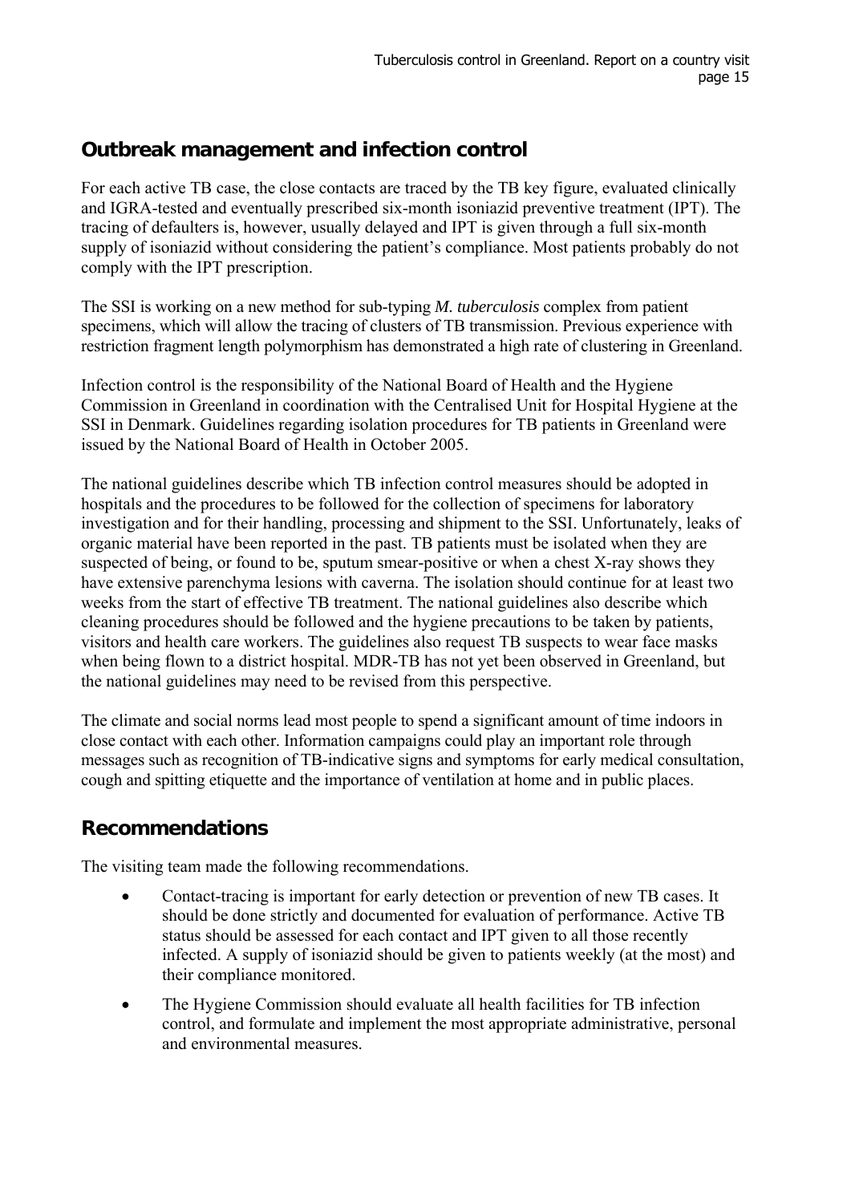## Outbreak management and infection control

For each active TB case, the close contacts are traced by the TB key figure, evaluated clinically and IGRA-tested and eventually prescribed six-month isoniazid preventive treatment (IPT). The tracing of defaulters is, however, usually delayed and IPT is given through a full six-month supply of isoniazid without considering the patient's compliance. Most patients probably do not comply with the IPT prescription.

The SSI is working on a new method for sub-typing *M. tuberculosis* complex from patient specimens, which will allow the tracing of clusters of TB transmission. Previous experience with restriction fragment length polymorphism has demonstrated a high rate of clustering in Greenland.

Infection control is the responsibility of the National Board of Health and the Hygiene Commission in Greenland in coordination with the Centralised Unit for Hospital Hygiene at the SSI in Denmark. Guidelines regarding isolation procedures for TB patients in Greenland were issued by the National Board of Health in October 2005.

The national guidelines describe which TB infection control measures should be adopted in hospitals and the procedures to be followed for the collection of specimens for laboratory investigation and for their handling, processing and shipment to the SSI. Unfortunately, leaks of organic material have been reported in the past. TB patients must be isolated when they are suspected of being, or found to be, sputum smear-positive or when a chest X-ray shows they have extensive parenchyma lesions with caverna. The isolation should continue for at least two weeks from the start of effective TB treatment. The national guidelines also describe which cleaning procedures should be followed and the hygiene precautions to be taken by patients, visitors and health care workers. The guidelines also request TB suspects to wear face masks when being flown to a district hospital. MDR-TB has not yet been observed in Greenland, but the national guidelines may need to be revised from this perspective.

The climate and social norms lead most people to spend a significant amount of time indoors in close contact with each other. Information campaigns could play an important role through messages such as recognition of TB-indicative signs and symptoms for early medical consultation, cough and spitting etiquette and the importance of ventilation at home and in public places.

## Recommendations

The visiting team made the following recommendations.

- Contact-tracing is important for early detection or prevention of new TB cases. It should be done strictly and documented for evaluation of performance. Active TB status should be assessed for each contact and IPT given to all those recently infected. A supply of isoniazid should be given to patients weekly (at the most) and their compliance monitored.
- The Hygiene Commission should evaluate all health facilities for TB infection control, and formulate and implement the most appropriate administrative, personal and environmental measures.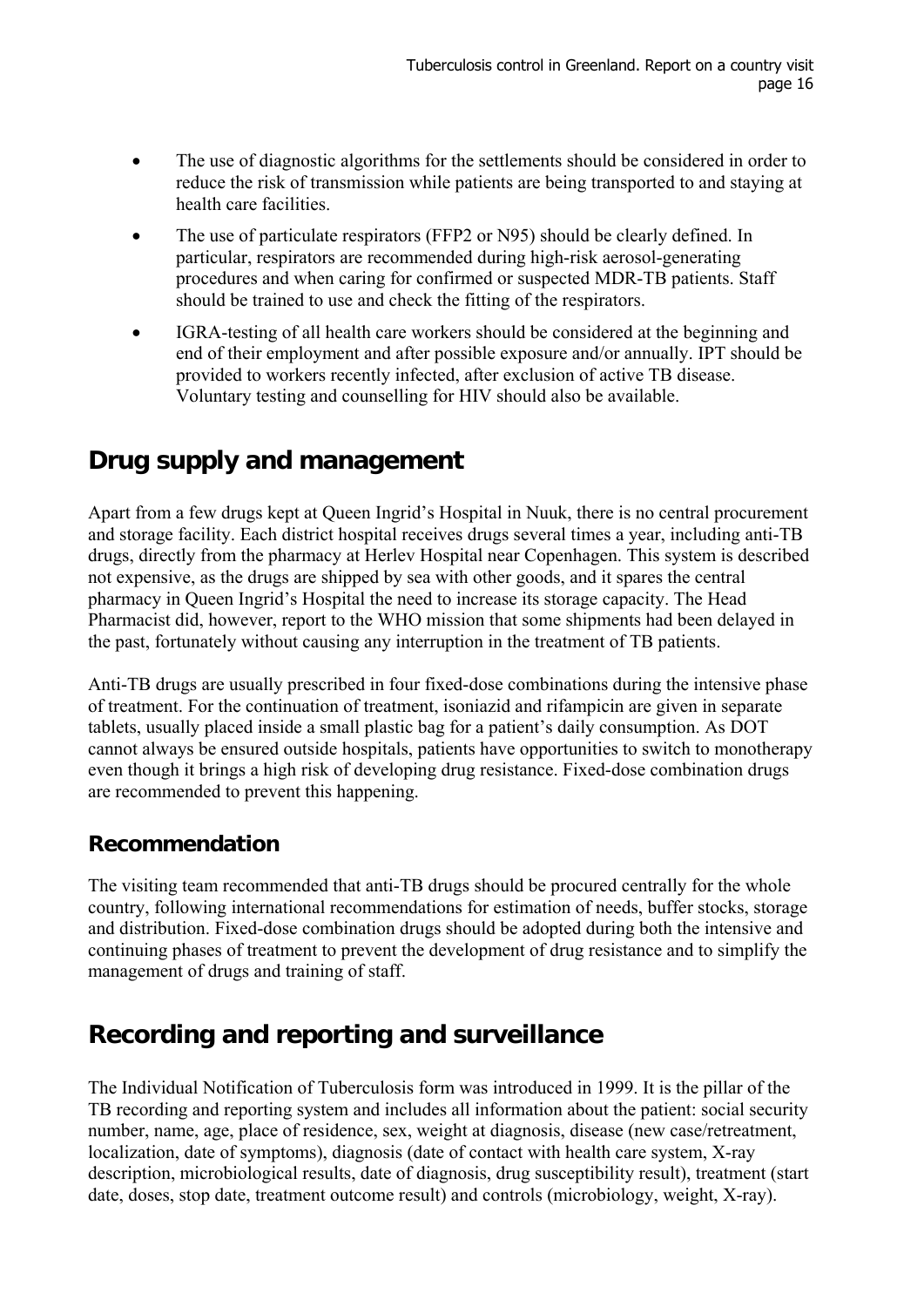- The use of diagnostic algorithms for the settlements should be considered in order to reduce the risk of transmission while patients are being transported to and staying at health care facilities.
- The use of particulate respirators (FFP2 or N95) should be clearly defined. In particular, respirators are recommended during high-risk aerosol-generating procedures and when caring for confirmed or suspected MDR-TB patients. Staff should be trained to use and check the fitting of the respirators.
- IGRA-testing of all health care workers should be considered at the beginning and end of their employment and after possible exposure and/or annually. IPT should be provided to workers recently infected, after exclusion of active TB disease. Voluntary testing and counselling for HIV should also be available.

# Drug supply and management

Apart from a few drugs kept at Queen Ingrid's Hospital in Nuuk, there is no central procurement and storage facility. Each district hospital receives drugs several times a year, including anti-TB drugs, directly from the pharmacy at Herlev Hospital near Copenhagen. This system is described not expensive, as the drugs are shipped by sea with other goods, and it spares the central pharmacy in Queen Ingrid's Hospital the need to increase its storage capacity. The Head Pharmacist did, however, report to the WHO mission that some shipments had been delayed in the past, fortunately without causing any interruption in the treatment of TB patients.

Anti-TB drugs are usually prescribed in four fixed-dose combinations during the intensive phase of treatment. For the continuation of treatment, isoniazid and rifampicin are given in separate tablets, usually placed inside a small plastic bag for a patient's daily consumption. As DOT cannot always be ensured outside hospitals, patients have opportunities to switch to monotherapy even though it brings a high risk of developing drug resistance. Fixed-dose combination drugs are recommended to prevent this happening.

## Recommendation

The visiting team recommended that anti-TB drugs should be procured centrally for the whole country, following international recommendations for estimation of needs, buffer stocks, storage and distribution. Fixed-dose combination drugs should be adopted during both the intensive and continuing phases of treatment to prevent the development of drug resistance and to simplify the management of drugs and training of staff.

# Recording and reporting and surveillance

The Individual Notification of Tuberculosis form was introduced in 1999. It is the pillar of the TB recording and reporting system and includes all information about the patient: social security number, name, age, place of residence, sex, weight at diagnosis, disease (new case/retreatment, localization, date of symptoms), diagnosis (date of contact with health care system, X-ray description, microbiological results, date of diagnosis, drug susceptibility result), treatment (start date, doses, stop date, treatment outcome result) and controls (microbiology, weight, X-ray).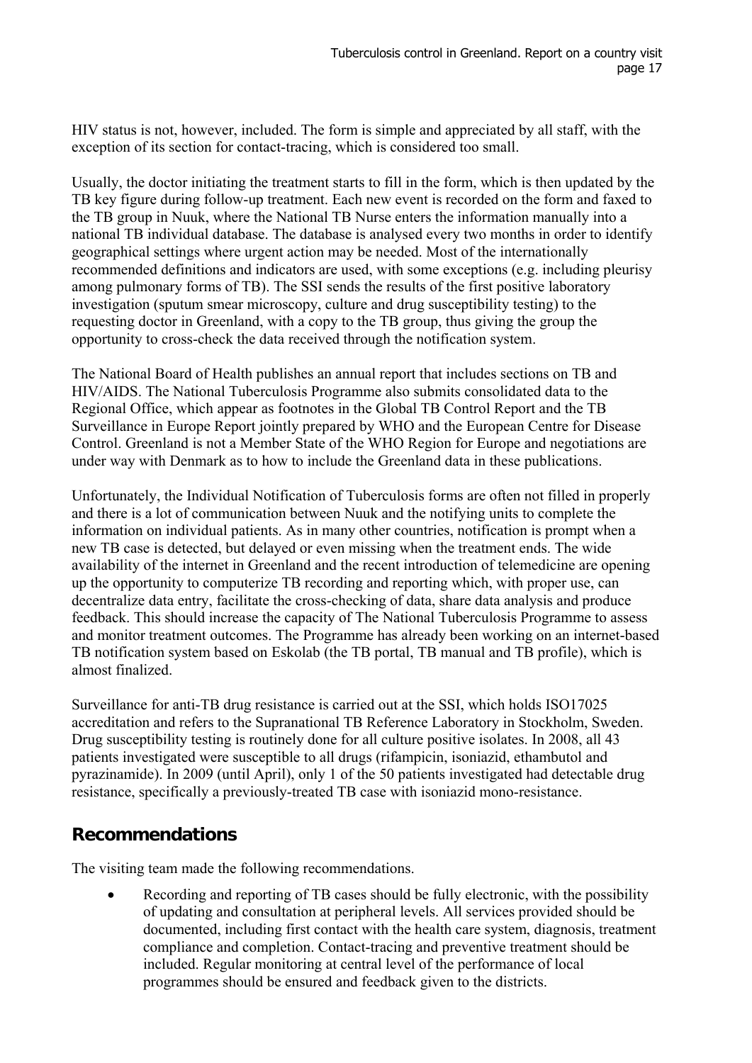HIV status is not, however, included. The form is simple and appreciated by all staff, with the exception of its section for contact-tracing, which is considered too small.

Usually, the doctor initiating the treatment starts to fill in the form, which is then updated by the TB key figure during follow-up treatment. Each new event is recorded on the form and faxed to the TB group in Nuuk, where the National TB Nurse enters the information manually into a national TB individual database. The database is analysed every two months in order to identify geographical settings where urgent action may be needed. Most of the internationally recommended definitions and indicators are used, with some exceptions (e.g. including pleurisy among pulmonary forms of TB). The SSI sends the results of the first positive laboratory investigation (sputum smear microscopy, culture and drug susceptibility testing) to the requesting doctor in Greenland, with a copy to the TB group, thus giving the group the opportunity to cross-check the data received through the notification system.

The National Board of Health publishes an annual report that includes sections on TB and HIV/AIDS. The National Tuberculosis Programme also submits consolidated data to the Regional Office, which appear as footnotes in the Global TB Control Report and the TB Surveillance in Europe Report jointly prepared by WHO and the European Centre for Disease Control. Greenland is not a Member State of the WHO Region for Europe and negotiations are under way with Denmark as to how to include the Greenland data in these publications.

Unfortunately, the Individual Notification of Tuberculosis forms are often not filled in properly and there is a lot of communication between Nuuk and the notifying units to complete the information on individual patients. As in many other countries, notification is prompt when a new TB case is detected, but delayed or even missing when the treatment ends. The wide availability of the internet in Greenland and the recent introduction of telemedicine are opening up the opportunity to computerize TB recording and reporting which, with proper use, can decentralize data entry, facilitate the cross-checking of data, share data analysis and produce feedback. This should increase the capacity of The National Tuberculosis Programme to assess and monitor treatment outcomes. The Programme has already been working on an internet-based TB notification system based on Eskolab (the TB portal, TB manual and TB profile), which is almost finalized.

Surveillance for anti-TB drug resistance is carried out at the SSI, which holds ISO17025 accreditation and refers to the Supranational TB Reference Laboratory in Stockholm, Sweden. Drug susceptibility testing is routinely done for all culture positive isolates. In 2008, all 43 patients investigated were susceptible to all drugs (rifampicin, isoniazid, ethambutol and pyrazinamide). In 2009 (until April), only 1 of the 50 patients investigated had detectable drug resistance, specifically a previously-treated TB case with isoniazid mono-resistance.

## Recommendations

The visiting team made the following recommendations.

- Recording and reporting of TB cases should be fully electronic, with the possibility of updating and consultation at peripheral levels. All services provided should be documented, including first contact with the health care system, diagnosis, treatment compliance and completion. Contact-tracing and preventive treatment should be included. Regular monitoring at central level of the performance of local programmes should be ensured and feedback given to the districts.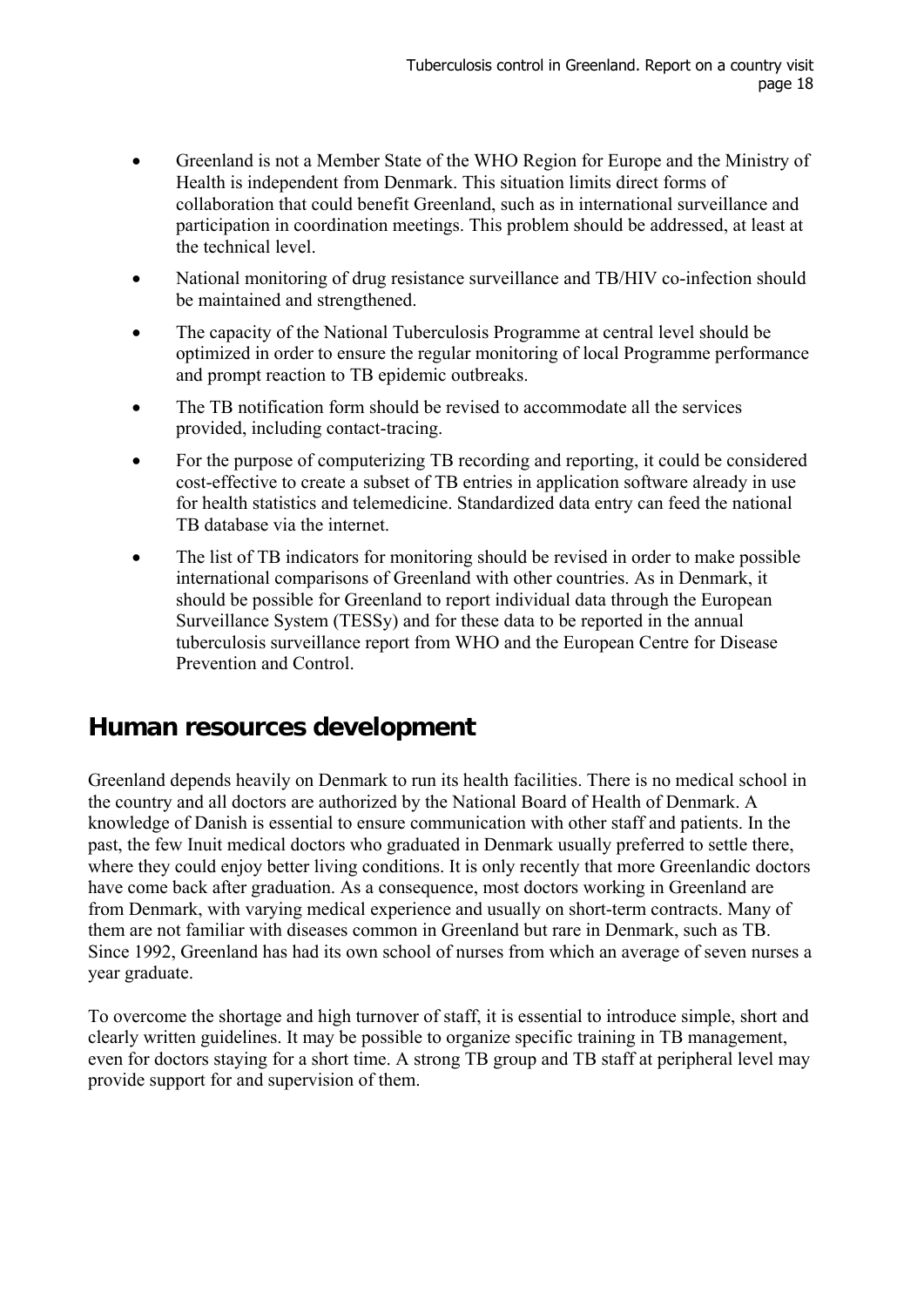- Greenland is not a Member State of the WHO Region for Europe and the Ministry of Health is independent from Denmark. This situation limits direct forms of collaboration that could benefit Greenland, such as in international surveillance and participation in coordination meetings. This problem should be addressed, at least at the technical level.
- National monitoring of drug resistance surveillance and TB/HIV co-infection should be maintained and strengthened.
- The capacity of the National Tuberculosis Programme at central level should be optimized in order to ensure the regular monitoring of local Programme performance and prompt reaction to TB epidemic outbreaks.
- The TB notification form should be revised to accommodate all the services provided, including contact-tracing.
- For the purpose of computerizing TB recording and reporting, it could be considered cost-effective to create a subset of TB entries in application software already in use for health statistics and telemedicine. Standardized data entry can feed the national TB database via the internet.
- The list of TB indicators for monitoring should be revised in order to make possible international comparisons of Greenland with other countries. As in Denmark, it should be possible for Greenland to report individual data through the European Surveillance System (TESSy) and for these data to be reported in the annual tuberculosis surveillance report from WHO and the European Centre for Disease Prevention and Control.

## Human resources development

Greenland depends heavily on Denmark to run its health facilities. There is no medical school in the country and all doctors are authorized by the National Board of Health of Denmark. A knowledge of Danish is essential to ensure communication with other staff and patients. In the past, the few Inuit medical doctors who graduated in Denmark usually preferred to settle there, where they could enjoy better living conditions. It is only recently that more Greenlandic doctors have come back after graduation. As a consequence, most doctors working in Greenland are from Denmark, with varying medical experience and usually on short-term contracts. Many of them are not familiar with diseases common in Greenland but rare in Denmark, such as TB. Since 1992, Greenland has had its own school of nurses from which an average of seven nurses a year graduate.

To overcome the shortage and high turnover of staff, it is essential to introduce simple, short and clearly written guidelines. It may be possible to organize specific training in TB management, even for doctors staying for a short time. A strong TB group and TB staff at peripheral level may provide support for and supervision of them.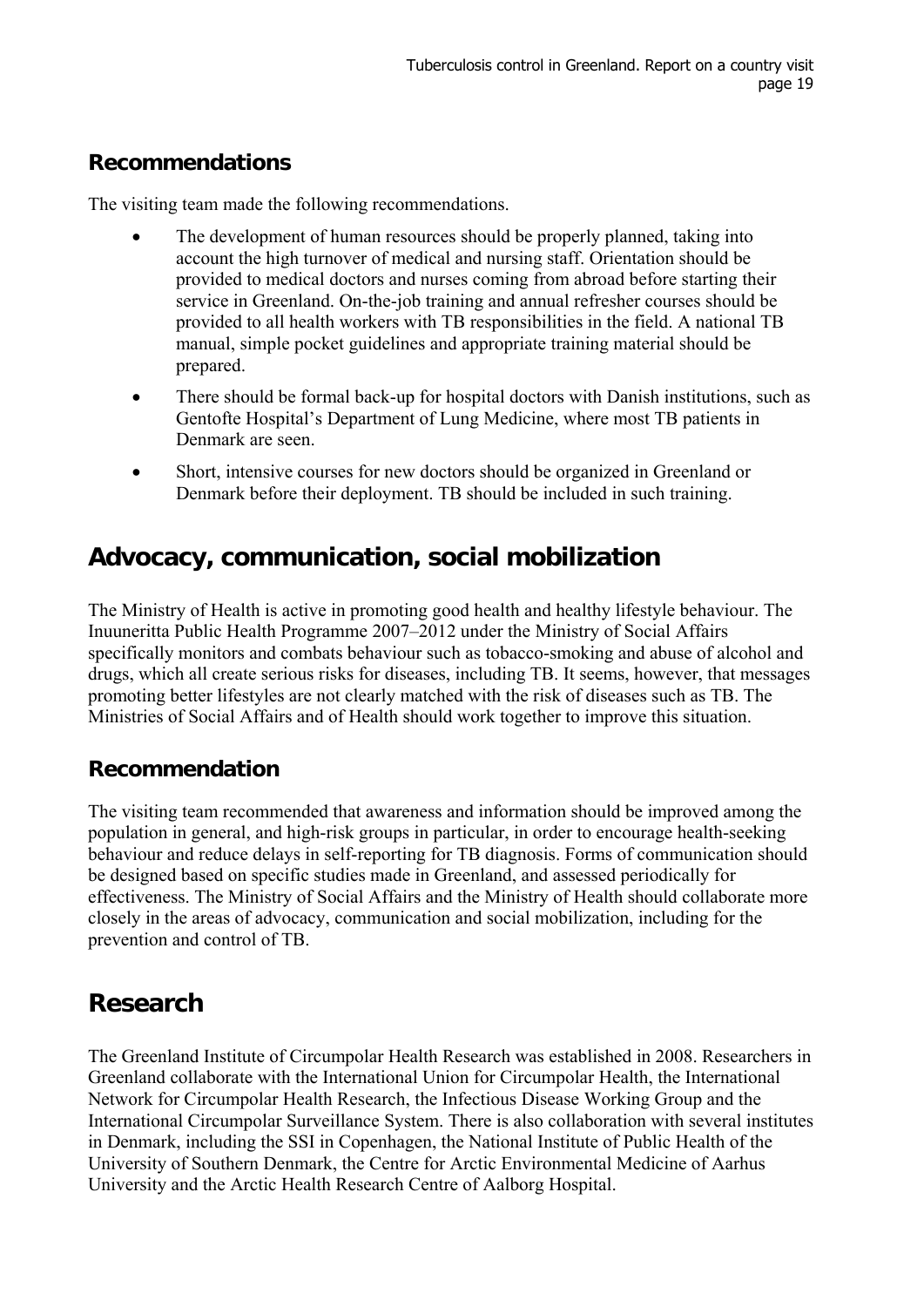### Recommendations

The visiting team made the following recommendations.

- The development of human resources should be properly planned, taking into account the high turnover of medical and nursing staff. Orientation should be provided to medical doctors and nurses coming from abroad before starting their service in Greenland. On-the-job training and annual refresher courses should be provided to all health workers with TB responsibilities in the field. A national TB manual, simple pocket guidelines and appropriate training material should be prepared.
- There should be formal back-up for hospital doctors with Danish institutions, such as Gentofte Hospital's Department of Lung Medicine, where most TB patients in Denmark are seen.
- Short, intensive courses for new doctors should be organized in Greenland or Denmark before their deployment. TB should be included in such training.

## Advocacy, communication, social mobilization

The Ministry of Health is active in promoting good health and healthy lifestyle behaviour. The Inuuneritta Public Health Programme 2007–2012 under the Ministry of Social Affairs specifically monitors and combats behaviour such as tobacco-smoking and abuse of alcohol and drugs, which all create serious risks for diseases, including TB. It seems, however, that messages promoting better lifestyles are not clearly matched with the risk of diseases such as TB. The Ministries of Social Affairs and of Health should work together to improve this situation.

### Recommendation

The visiting team recommended that awareness and information should be improved among the population in general, and high-risk groups in particular, in order to encourage health-seeking behaviour and reduce delays in self-reporting for TB diagnosis. Forms of communication should be designed based on specific studies made in Greenland, and assessed periodically for effectiveness. The Ministry of Social Affairs and the Ministry of Health should collaborate more closely in the areas of advocacy, communication and social mobilization, including for the prevention and control of TB.

## Research

The Greenland Institute of Circumpolar Health Research was established in 2008. Researchers in Greenland collaborate with the International Union for Circumpolar Health, the International Network for Circumpolar Health Research, the Infectious Disease Working Group and the International Circumpolar Surveillance System. There is also collaboration with several institutes in Denmark, including the SSI in Copenhagen, the National Institute of Public Health of the University of Southern Denmark, the Centre for Arctic Environmental Medicine of Aarhus University and the Arctic Health Research Centre of Aalborg Hospital.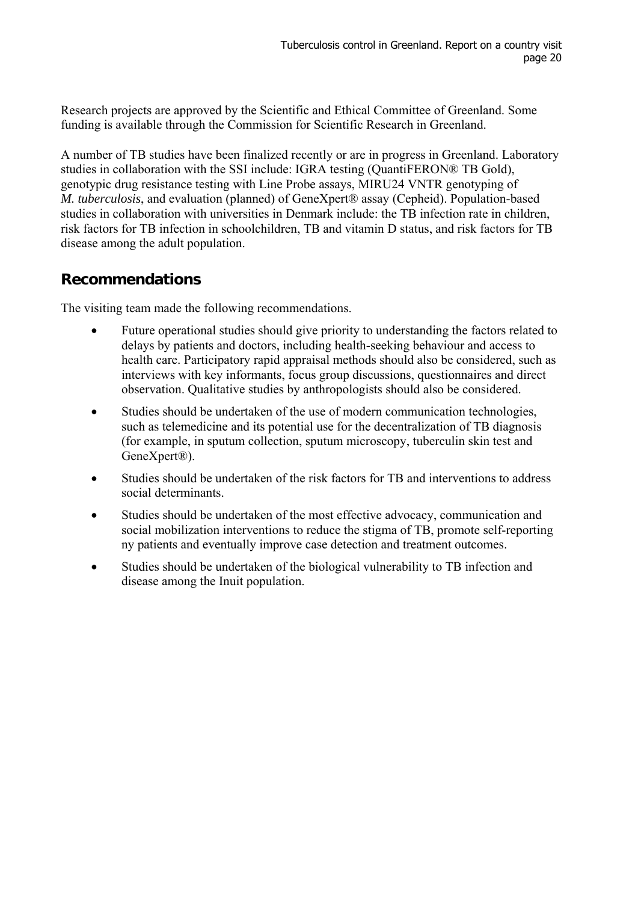Research projects are approved by the Scientific and Ethical Committee of Greenland. Some funding is available through the Commission for Scientific Research in Greenland.

A number of TB studies have been finalized recently or are in progress in Greenland. Laboratory studies in collaboration with the SSI include: IGRA testing (QuantiFERON® TB Gold), genotypic drug resistance testing with Line Probe assays, MIRU24 VNTR genotyping of *M. tuberculosis*, and evaluation (planned) of GeneXpert® assay (Cepheid). Population-based studies in collaboration with universities in Denmark include: the TB infection rate in children, risk factors for TB infection in schoolchildren, TB and vitamin D status, and risk factors for TB disease among the adult population.

## Recommendations

The visiting team made the following recommendations.

- Future operational studies should give priority to understanding the factors related to delays by patients and doctors, including health-seeking behaviour and access to health care. Participatory rapid appraisal methods should also be considered, such as interviews with key informants, focus group discussions, questionnaires and direct observation. Qualitative studies by anthropologists should also be considered.
- Studies should be undertaken of the use of modern communication technologies, such as telemedicine and its potential use for the decentralization of TB diagnosis (for example, in sputum collection, sputum microscopy, tuberculin skin test and GeneXpert®).
- Studies should be undertaken of the risk factors for TB and interventions to address social determinants.
- Studies should be undertaken of the most effective advocacy, communication and social mobilization interventions to reduce the stigma of TB, promote self-reporting ny patients and eventually improve case detection and treatment outcomes.
- Studies should be undertaken of the biological vulnerability to TB infection and disease among the Inuit population.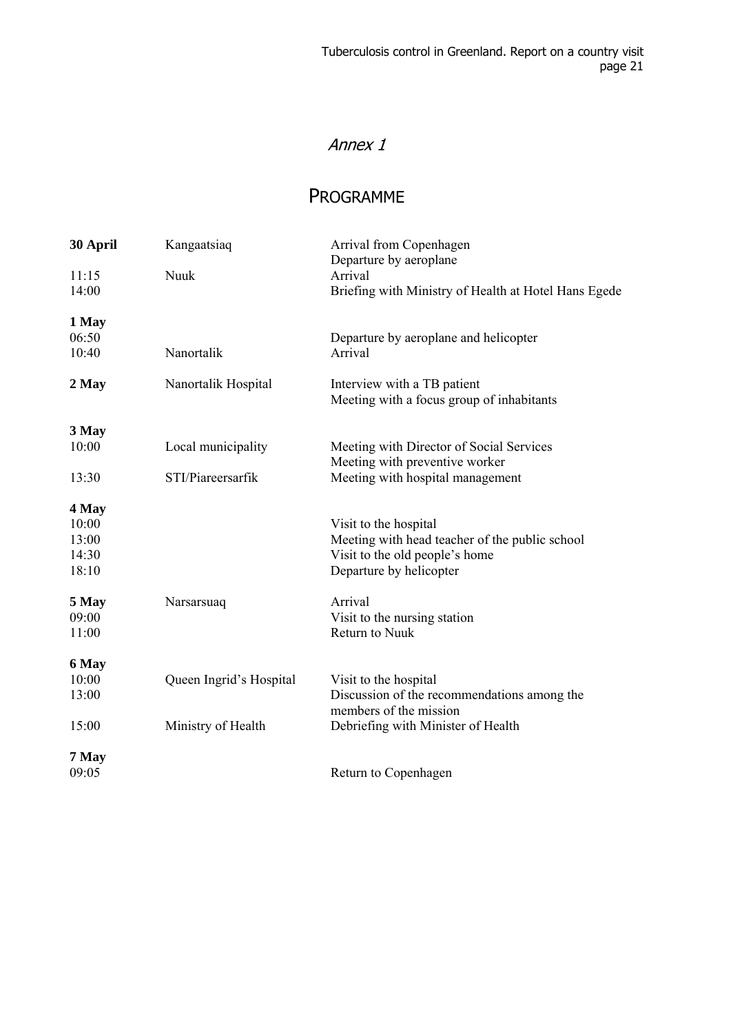*Annex 1*

# PROGRAMME

| | | |
|---|---|---|
| **30 April** | Kangaatsiaq | Arrival from Copenhagen<br>Departure by aeroplane |
| 11:15 | Nuuk | Arrival |
| 14:00 | | Briefing with Ministry of Health at Hotel Hans Egede |
| **1 May** | | |
| 06:50 | | Departure by aeroplane and helicopter |
| 10:40 | Nanortalik | Arrival |
| **2 May** | Nanortalik Hospital | Interview with a TB patient<br>Meeting with a focus group of inhabitants |
| **3 May** | | |
| 10:00 | Local municipality | Meeting with Director of Social Services<br>Meeting with preventive worker |
| 13:30 | STI/Piareersarfik | Meeting with hospital management |
| **4 May** | | |
| 10:00 | | Visit to the hospital |
| 13:00 | | Meeting with head teacher of the public school |
| 14:30 | | Visit to the old people's home |
| 18:10 | | Departure by helicopter |
| **5 May** | Narsarsuaq | Arrival |
| 09:00 | | Visit to the nursing station |
| 11:00 | | Return to Nuuk |
| **6 May** | | |
| 10:00 | Queen Ingrid's Hospital | Visit to the hospital |
| 13:00 | | Discussion of the recommendations among the members of the mission |
| 15:00 | Ministry of Health | Debriefing with Minister of Health |
| **7 May** | | |
| 09:05 | | Return to Copenhagen |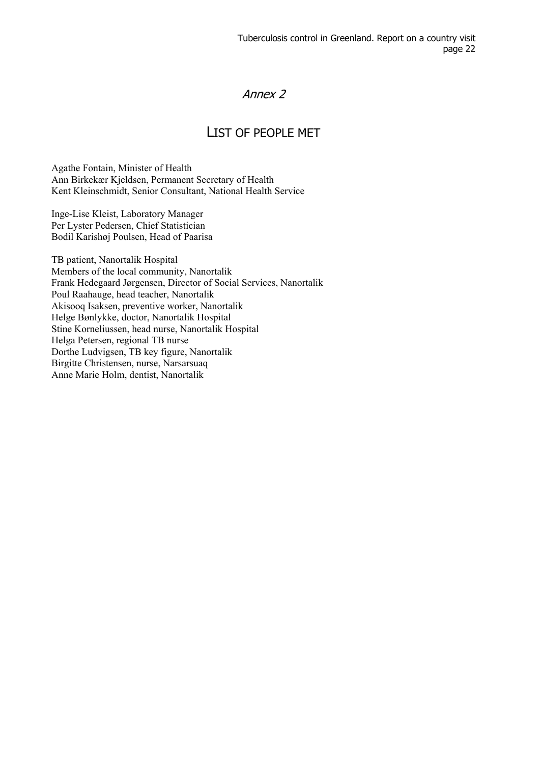*Annex 2*

# LIST OF PEOPLE MET

Agathe Fontain, Minister of Health
Ann Birkekær Kjeldsen, Permanent Secretary of Health
Kent Kleinschmidt, Senior Consultant, National Health Service

Inge-Lise Kleist, Laboratory Manager
Per Lyster Pedersen, Chief Statistician
Bodil Karishøj Poulsen, Head of Paarisa

TB patient, Nanortalik Hospital
Members of the local community, Nanortalik
Frank Hedegaard Jørgensen, Director of Social Services, Nanortalik
Poul Raahauge, head teacher, Nanortalik
Akisooq Isaksen, preventive worker, Nanortalik
Helge Bønlykke, doctor, Nanortalik Hospital
Stine Korneliussen, head nurse, Nanortalik Hospital
Helga Petersen, regional TB nurse
Dorthe Ludvigsen, TB key figure, Nanortalik
Birgitte Christensen, nurse, Narsarsuaq
Anne Marie Holm, dentist, Nanortalik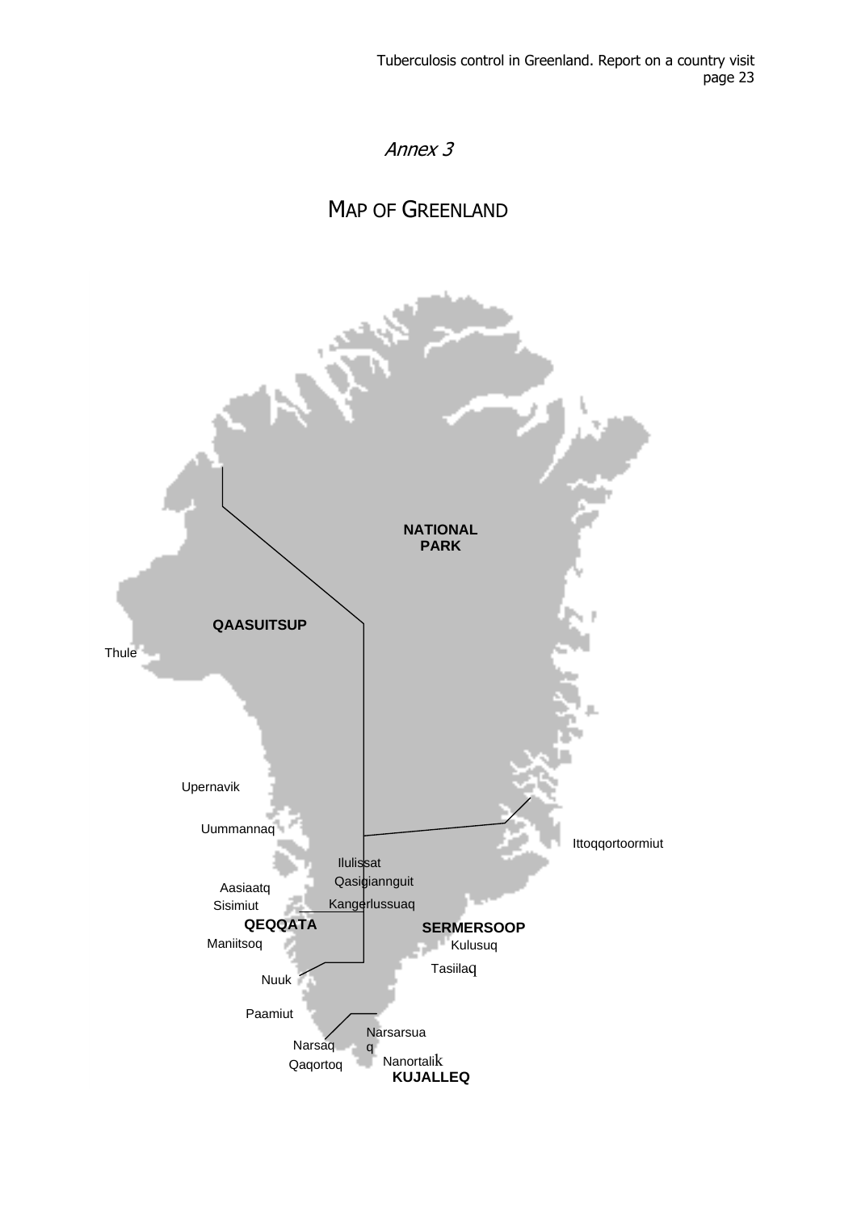*Annex 3*

# MAP OF GREENLAND

NATIONAL PARK

QAASUITSUP

Thule

Upernavik

Uummannaq

Ittoqqortoormiut

Ilulissat

Qasigiannguit

Aasiaatq

Sisimiut

Kangerlussuaq

QEQQATA

SERMERSOOP

Maniitsoq

Kulusuq

Tasiilaq

Nuuk

Paamiut

Narsarsuaq

Narsaq

Nanortalik

Qaqortoq

KUJALLEQ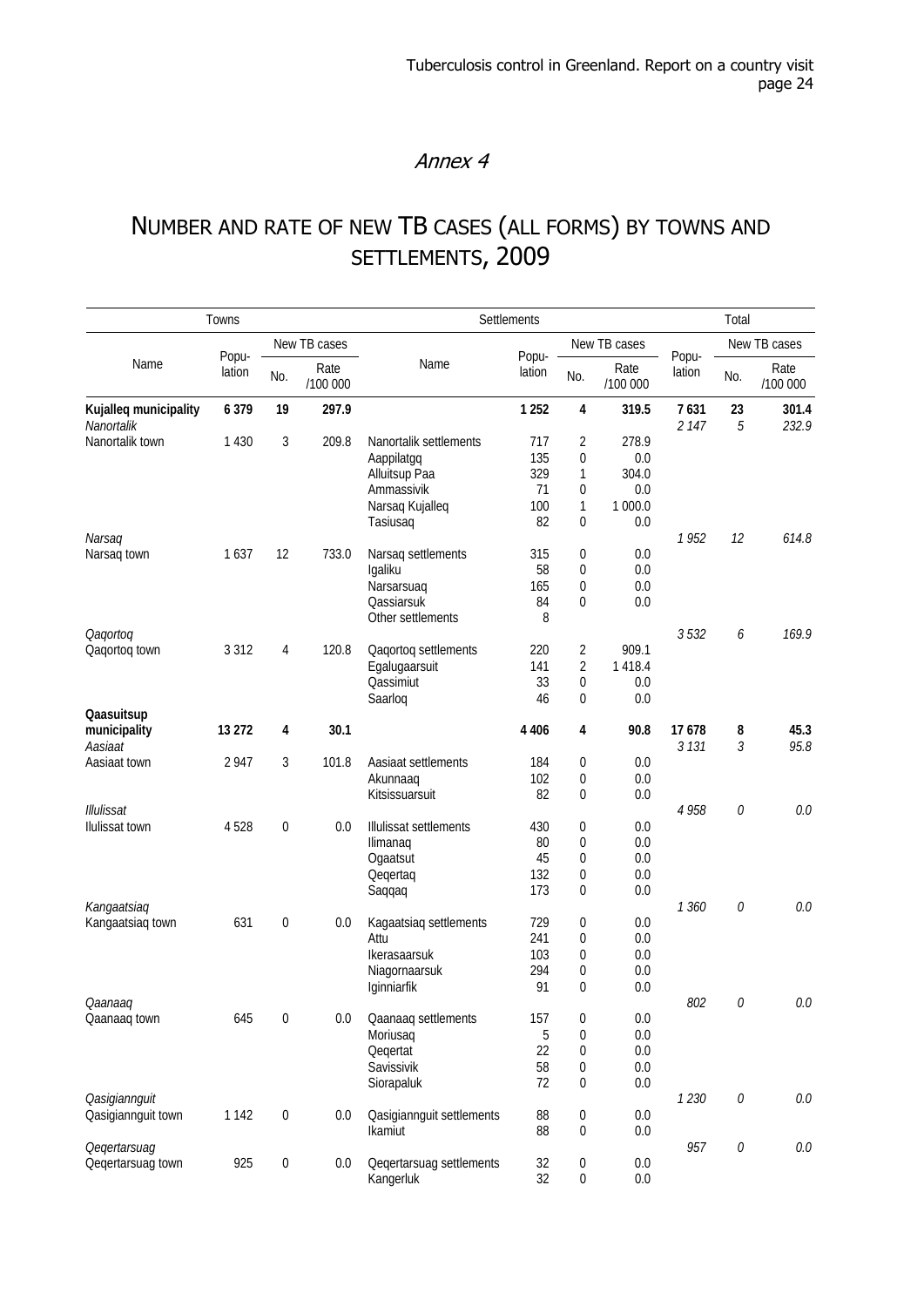## Annex 4

# NUMBER AND RATE OF NEW TB CASES (ALL FORMS) BY TOWNS AND SETTLEMENTS, 2009

| Towns | | | | Settlements | | | | Total | | |
|---|---|---|---|---|---|---|---|---|---|---|
| | | New TB cases | | | | New TB cases | | | New TB cases | |
| Name | Popu-lation | No. | Rate /100 000 | Name | Popu-lation | No. | Rate /100 000 | Popu-lation | No. | Rate /100 000 |
| **Kujalleq municipality** | **6 379** | **19** | **297.9** | | **1 252** | **4** | **319.5** | **7 631** | **23** | **301.4** |
| *Nanortalik* | | | | | | | | *2 147* | *5* | *232.9* |
| Nanortalik town | 1 430 | 3 | 209.8 | Nanortalik settlements | 717 | 2 | 278.9 | | | |
| | | | | Aappilatgq | 135 | 0 | 0.0 | | | |
| | | | | Alluitsup Paa | 329 | 1 | 304.0 | | | |
| | | | | Ammassivik | 71 | 0 | 0.0 | | | |
| | | | | Narsaq Kujalleq | 100 | 1 | 1 000.0 | | | |
| | | | | Tasiusaq | 82 | 0 | 0.0 | | | |
| *Narsaq* | | | | | | | | *1 952* | *12* | *614.8* |
| Narsaq town | 1 637 | 12 | 733.0 | Narsaq settlements | 315 | 0 | 0.0 | | | |
| | | | | Igaliku | 58 | 0 | 0.0 | | | |
| | | | | Narsarsuaq | 165 | 0 | 0.0 | | | |
| | | | | Qassiarsuk | 84 | 0 | 0.0 | | | |
| | | | | Other settlements | 8 | | | | | |
| *Qaqortoq* | | | | | | | | *3 532* | *6* | *169.9* |
| Qaqortoq town | 3 312 | 4 | 120.8 | Qaqortoq settlements | 220 | 2 | 909.1 | | | |
| | | | | Egalugaarsuit | 141 | 2 | 1 418.4 | | | |
| | | | | Qassimiut | 33 | 0 | 0.0 | | | |
| | | | | Saarloq | 46 | 0 | 0.0 | | | |
| **Qaasuitsup municipality** | **13 272** | **4** | **30.1** | | **4 406** | **4** | **90.8** | **17 678** | **8** | **45.3** |
| *Aasiaat* | | | | | | | | *3 131* | *3* | *95.8* |
| Aasiaat town | 2 947 | 3 | 101.8 | Aasiaat settlements | 184 | 0 | 0.0 | | | |
| | | | | Akunnaaq | 102 | 0 | 0.0 | | | |
| | | | | Kitsissuarsuit | 82 | 0 | 0.0 | | | |
| *Illulissat* | | | | | | | | *4 958* | *0* | *0.0* |
| Ilulissat town | 4 528 | 0 | 0.0 | Illulissat settlements | 430 | 0 | 0.0 | | | |
| | | | | Ilimanaq | 80 | 0 | 0.0 | | | |
| | | | | Ogaatsut | 45 | 0 | 0.0 | | | |
| | | | | Qeqertaq | 132 | 0 | 0.0 | | | |
| | | | | Saqqaq | 173 | 0 | 0.0 | | | |
| *Kangaatsiaq* | | | | | | | | *1 360* | *0* | *0.0* |
| Kangaatsiaq town | 631 | 0 | 0.0 | Kagaatsiaq settlements | 729 | 0 | 0.0 | | | |
| | | | | Attu | 241 | 0 | 0.0 | | | |
| | | | | Ikerasaarsuk | 103 | 0 | 0.0 | | | |
| | | | | Niagornaarsuk | 294 | 0 | 0.0 | | | |
| | | | | Iginniarfik | 91 | 0 | 0.0 | | | |
| *Qaanaaq* | | | | | | | | *802* | *0* | *0.0* |
| Qaanaaq town | 645 | 0 | 0.0 | Qaanaaq settlements | 157 | 0 | 0.0 | | | |
| | | | | Moriusaq | 5 | 0 | 0.0 | | | |
| | | | | Qeqertat | 22 | 0 | 0.0 | | | |
| | | | | Savissivik | 58 | 0 | 0.0 | | | |
| | | | | Siorapaluk | 72 | 0 | 0.0 | | | |
| *Qasigiannguit* | | | | | | | | *1 230* | *0* | *0.0* |
| Qasigiannguit town | 1 142 | 0 | 0.0 | Qasigiannguit settlements | 88 | 0 | 0.0 | | | |
| | | | | Ikamiut | 88 | 0 | 0.0 | | | |
| *Qeqertarsuag* | | | | | | | | *957* | *0* | *0.0* |
| Qeqertarsuag town | 925 | 0 | 0.0 | Qeqertarsuag settlements | 32 | 0 | 0.0 | | | |
| | | | | Kangerluk | 32 | 0 | 0.0 | | | |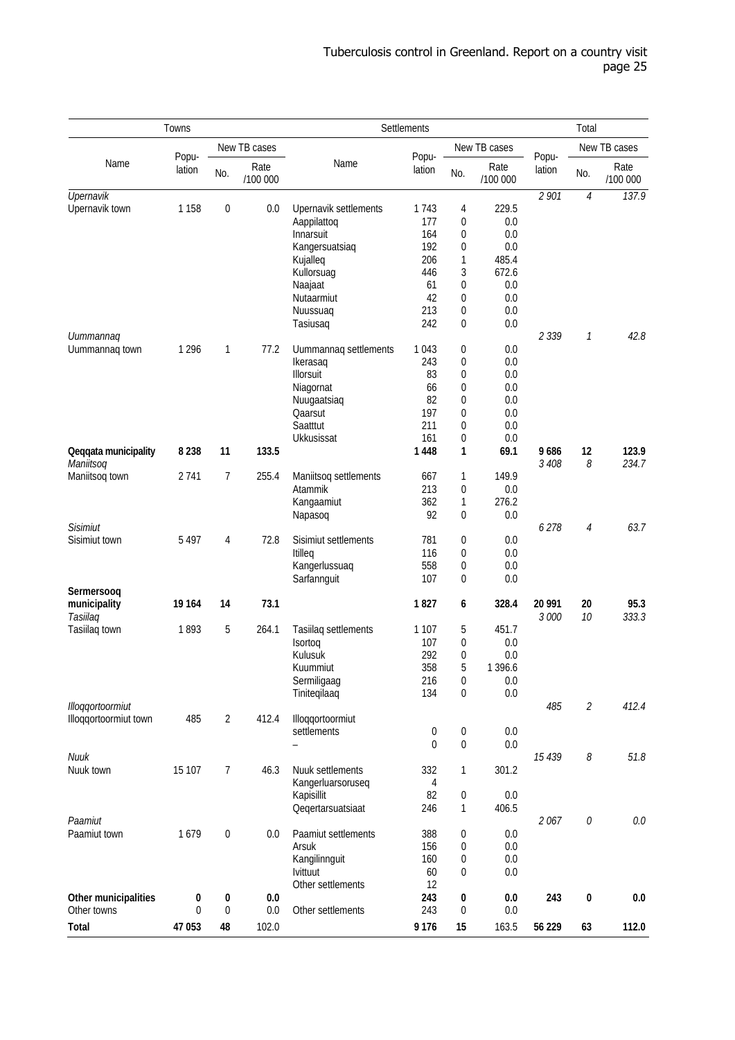| Towns | | | | Settlements | | | | Total | | |
|---|---|---|---|---|---|---|---|---|---|---|
| Name | Popu-lation | New TB cases | | Name | Popu-lation | New TB cases | | Popu-lation | New TB cases | |
| | | No. | Rate /100 000 | | | No. | Rate /100 000 | | No. | Rate /100 000 |
| *Upernavik* | | | | | | | | *2 901* | *4* | *137.9* |
| Upernavik town | 1 158 | 0 | 0.0 | Upernavik settlements | 1 743 | 4 | 229.5 | | | |
| | | | | Aappilattoq | 177 | 0 | 0.0 | | | |
| | | | | Innarsuit | 164 | 0 | 0.0 | | | |
| | | | | Kangersuatsiaq | 192 | 0 | 0.0 | | | |
| | | | | Kujalleq | 206 | 1 | 485.4 | | | |
| | | | | Kullorsuag | 446 | 3 | 672.6 | | | |
| | | | | Naajaat | 61 | 0 | 0.0 | | | |
| | | | | Nutaarmiut | 42 | 0 | 0.0 | | | |
| | | | | Nuussuaq | 213 | 0 | 0.0 | | | |
| | | | | Tasiusaq | 242 | 0 | 0.0 | | | |
| *Uummannaq* | | | | | | | | *2 339* | *1* | *42.8* |
| Uummannaq town | 1 296 | 1 | 77.2 | Uummannaq settlements | 1 043 | 0 | 0.0 | | | |
| | | | | Ikerasaq | 243 | 0 | 0.0 | | | |
| | | | | Illorsuit | 83 | 0 | 0.0 | | | |
| | | | | Niagornat | 66 | 0 | 0.0 | | | |
| | | | | Nuugaatsiaq | 82 | 0 | 0.0 | | | |
| | | | | Qaarsut | 197 | 0 | 0.0 | | | |
| | | | | Saatttut | 211 | 0 | 0.0 | | | |
| | | | | Ukkusissat | 161 | 0 | 0.0 | | | |
| **Qeqqata municipality** | **8 238** | **11** | **133.5** | | **1 448** | **1** | **69.1** | **9 686** | **12** | **123.9** |
| *Maniitsoq* | | | | | | | | *3 408* | *8* | *234.7* |
| Maniitsoq town | 2 741 | 7 | 255.4 | Maniitsoq settlements | 667 | 1 | 149.9 | | | |
| | | | | Atammik | 213 | 0 | 0.0 | | | |
| | | | | Kangaamiut | 362 | 1 | 276.2 | | | |
| | | | | Napasoq | 92 | 0 | 0.0 | | | |
| *Sisimiut* | | | | | | | | *6 278* | *4* | *63.7* |
| Sisimiut town | 5 497 | 4 | 72.8 | Sisimiut settlements | 781 | 0 | 0.0 | | | |
| | | | | Itilleq | 116 | 0 | 0.0 | | | |
| | | | | Kangerlussuaq | 558 | 0 | 0.0 | | | |
| | | | | Sarfannguit | 107 | 0 | 0.0 | | | |
| **Sermersooq municipality** | **19 164** | **14** | **73.1** | | **1 827** | **6** | **328.4** | **20 991** | **20** | **95.3** |
| *Tasiilaq* | | | | | | | | *3 000* | *10* | *333.3* |
| Tasiilaq town | 1 893 | 5 | 264.1 | Tasiilaq settlements | 1 107 | 5 | 451.7 | | | |
| | | | | Isortoq | 107 | 0 | 0.0 | | | |
| | | | | Kulusuk | 292 | 0 | 0.0 | | | |
| | | | | Kuummiut | 358 | 5 | 1 396.6 | | | |
| | | | | Sermiligaag | 216 | 0 | 0.0 | | | |
| | | | | Tiniteqilaaq | 134 | 0 | 0.0 | | | |
| *Illoqqortoormiut* | | | | | | | | *485* | *2* | *412.4* |
| Illoqqortoormiut town | 485 | 2 | 412.4 | Illoqqortoormiut settlements | 0 | 0 | 0.0 | | | |
| | | | | – | 0 | 0 | 0.0 | | | |
| *Nuuk* | | | | | | | | *15 439* | *8* | *51.8* |
| Nuuk town | 15 107 | 7 | 46.3 | Nuuk settlements | 332 | 1 | 301.2 | | | |
| | | | | Kangerluarsoruseq | 4 | | | | | |
| | | | | Kapisillit | 82 | 0 | 0.0 | | | |
| | | | | Qeqertarsuatsiaat | 246 | 1 | 406.5 | | | |
| *Paamiut* | | | | | | | | *2 067* | *0* | *0.0* |
| Paamiut town | 1 679 | 0 | 0.0 | Paamiut settlements | 388 | 0 | 0.0 | | | |
| | | | | Arsuk | 156 | 0 | 0.0 | | | |
| | | | | Kangilinnguit | 160 | 0 | 0.0 | | | |
| | | | | Ivittuut | 60 | 0 | 0.0 | | | |
| | | | | Other settlements | 12 | | | | | |
| **Other municipalities** | **0** | **0** | **0.0** | | **243** | **0** | **0.0** | **243** | **0** | **0.0** |
| Other towns | 0 | 0 | 0.0 | Other settlements | 243 | 0 | 0.0 | | | |
| **Total** | **47 053** | **48** | **102.0** | | **9 176** | **15** | **163.5** | **56 229** | **63** | **112.0** |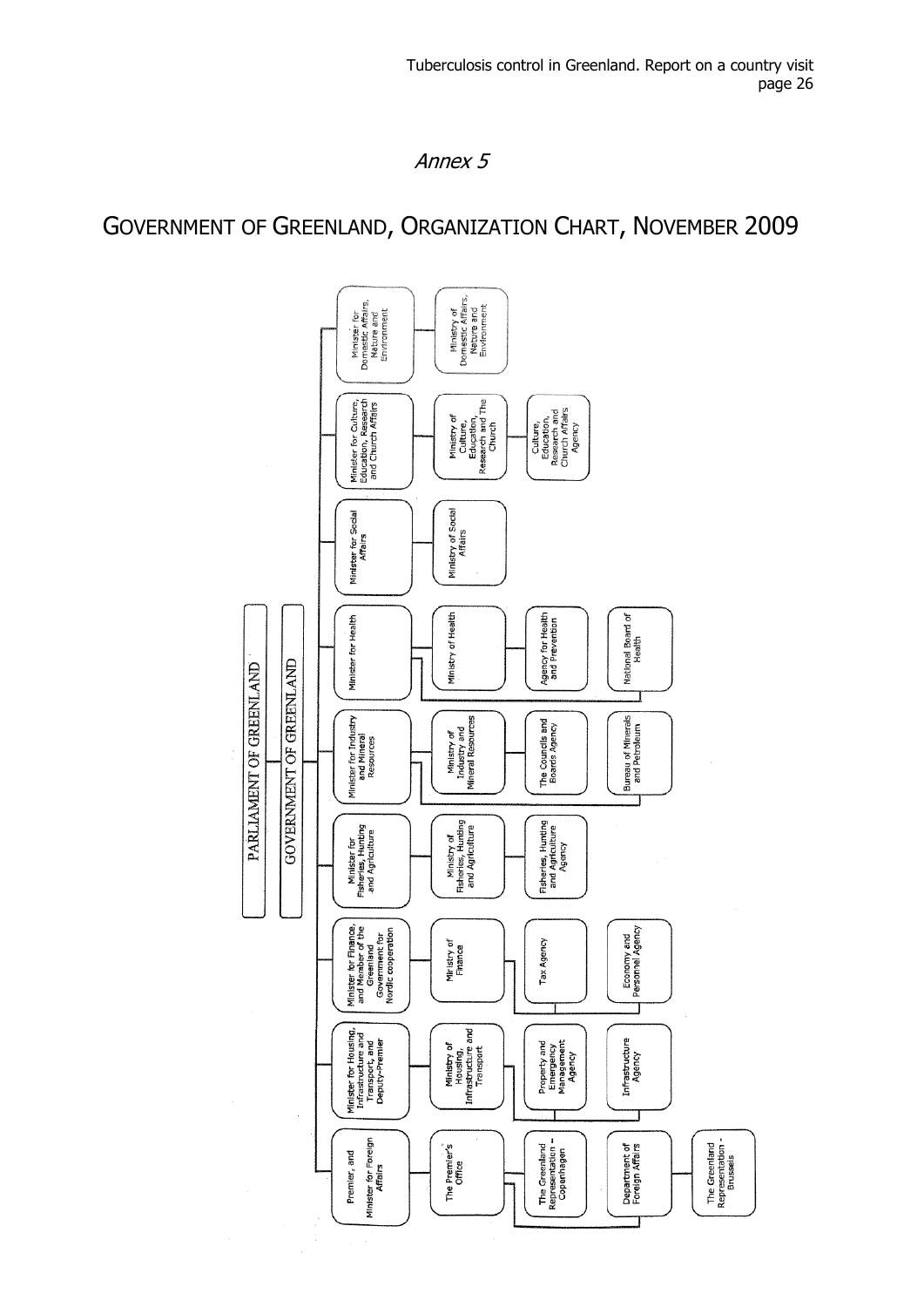*Annex 5*

# GOVERNMENT OF GREENLAND, ORGANIZATION CHART, NOVEMBER 2009

PARLIAMENT OF GREENLAND

GOVERNMENT OF GREENLAND

Premier, and Minister for Foreign Affairs

The Premier's Office

The Greenland Representation – Copenhagen

Department of Foreign Affairs

The Greenland Representation - Brussels

Minister for Housing, Infrastructure and Transport, and Deputy-Premier

Ministry of Housing, Infrastructure and Transport

Property and Emergency Management Agency

Infrastructure Agency

Minister for Finance, and Member of the Greenland Government for Nordic cooperation

Ministry of Finance

Tax Agency

Economy and Personnel Agency

Minister for Fisheries, Hunting and Agriculture

Ministry of Fisheries, Hunting and Agriculture

Fisheries, Hunting and Agriculture Agency

Minister for Industry and Mineral Resources

Ministry of Industry and Mineral Resources

The Councils and Boards Agency

Bureau of Minerals and Petroleum

Minister for Health

Ministry of Health

Agency for Health and Prevention

National Board of Health

Minister for Social Affairs

Ministry of Social Affairs

Minister for Culture, Education, Research and Church Affairs

Ministry of Culture, Education, Research and The Church

Culture, Education, Research and Church Affairs Agency

Minister for Domestic Affairs, Nature and Environment

Ministry of Domestic Affairs, Nature and Environment